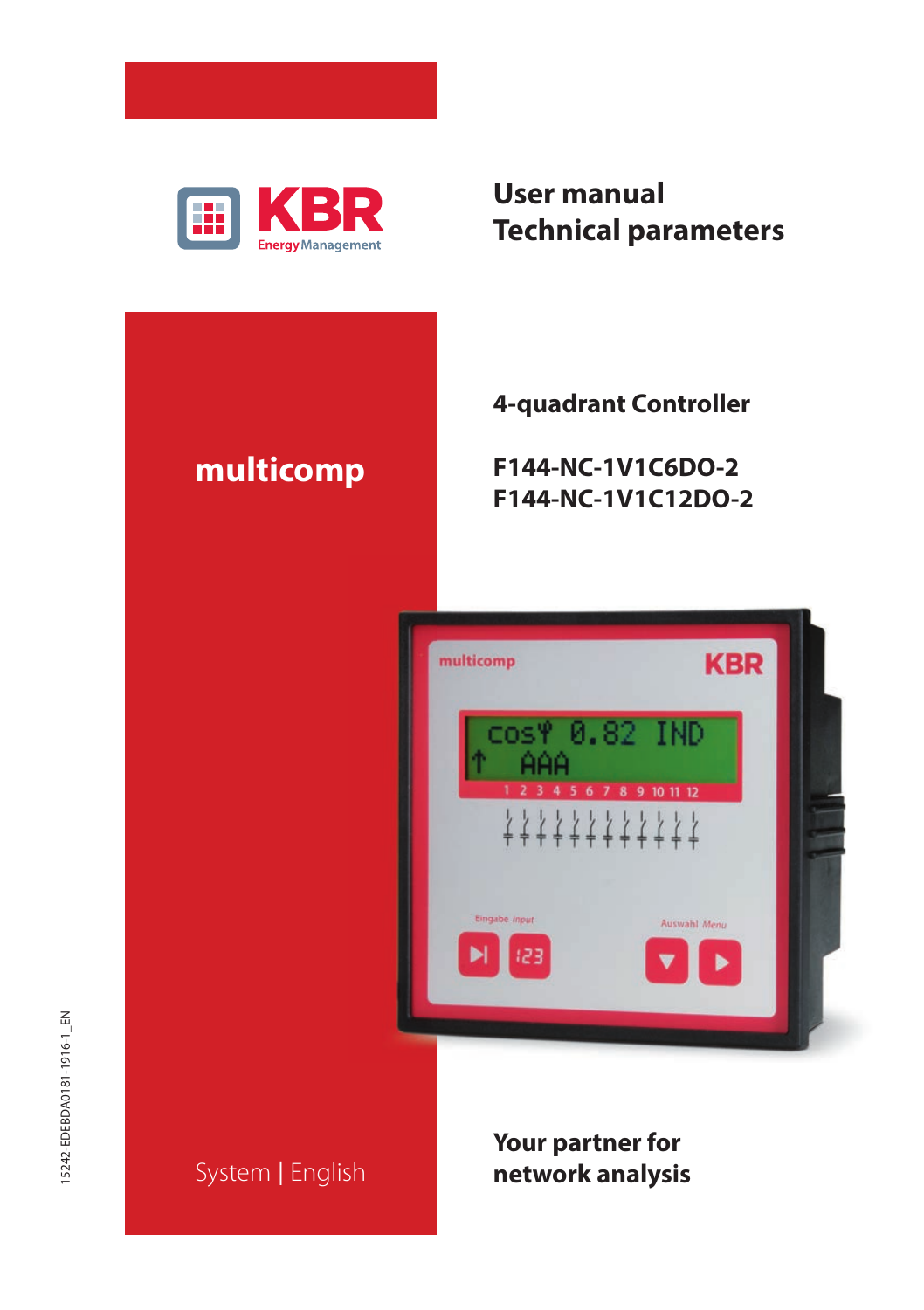KBR Energy Management

# User manual
# Technical parameters

## multicomp

4-quadrant Controller

**F144-NC-1V1C6DO-2**
**F144-NC-1V1C12DO-2**

System | English

**Your partner for network analysis**

15242-EDEBDA0181-1916-1_EN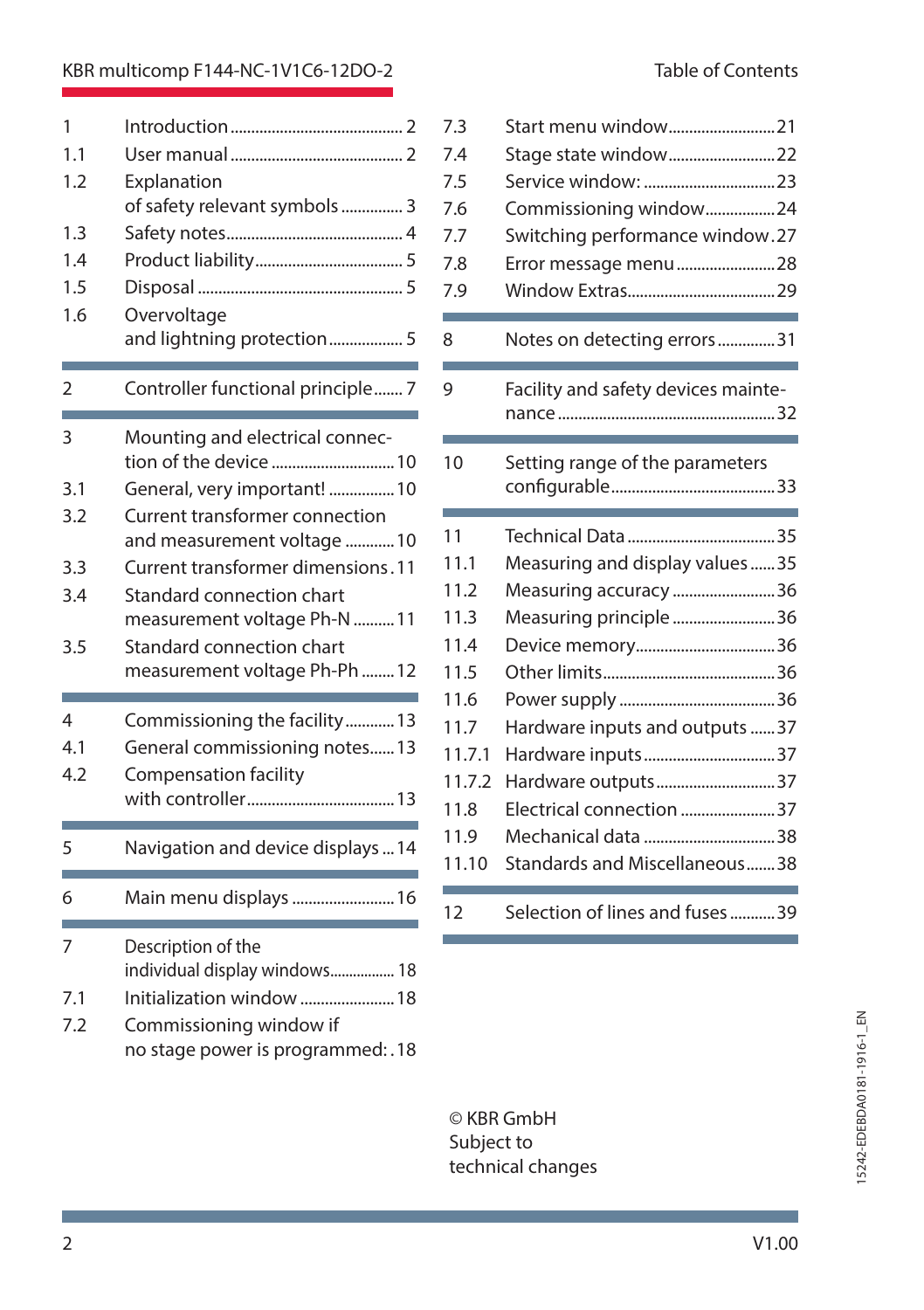# Table of Contents

| | | |
|---|---|---|
| 1 | Introduction | 2 |
| 1.1 | User manual | 2 |
| 1.2 | Explanation of safety relevant symbols | 3 |
| 1.3 | Safety notes | 4 |
| 1.4 | Product liability | 5 |
| 1.5 | Disposal | 5 |
| 1.6 | Overvoltage and lightning protection | 5 |
| 2 | Controller functional principle | 7 |
| 3 | Mounting and electrical connection of the device | 10 |
| 3.1 | General, very important! | 10 |
| 3.2 | Current transformer connection and measurement voltage | 10 |
| 3.3 | Current transformer dimensions | 11 |
| 3.4 | Standard connection chart measurement voltage Ph-N | 11 |
| 3.5 | Standard connection chart measurement voltage Ph-Ph | 12 |
| 4 | Commissioning the facility | 13 |
| 4.1 | General commissioning notes | 13 |
| 4.2 | Compensation facility with controller | 13 |
| 5 | Navigation and device displays | 14 |
| 6 | Main menu displays | 16 |
| 7 | Description of the individual display windows | 18 |
| 7.1 | Initialization window | 18 |
| 7.2 | Commissioning window if no stage power is programmed: | 18 |
| 7.3 | Start menu window | 21 |
| 7.4 | Stage state window | 22 |
| 7.5 | Service window: | 23 |
| 7.6 | Commissioning window | 24 |
| 7.7 | Switching performance window | 27 |
| 7.8 | Error message menu | 28 |
| 7.9 | Window Extras | 29 |
| 8 | Notes on detecting errors | 31 |
| 9 | Facility and safety devices maintenance | 32 |
| 10 | Setting range of the parameters configurable | 33 |
| 11 | Technical Data | 35 |
| 11.1 | Measuring and display values | 35 |
| 11.2 | Measuring accuracy | 36 |
| 11.3 | Measuring principle | 36 |
| 11.4 | Device memory | 36 |
| 11.5 | Other limits | 36 |
| 11.6 | Power supply | 36 |
| 11.7 | Hardware inputs and outputs | 37 |
| 11.7.1 | Hardware inputs | 37 |
| 11.7.2 | Hardware outputs | 37 |
| 11.8 | Electrical connection | 37 |
| 11.9 | Mechanical data | 38 |
| 11.10 | Standards and Miscellaneous | 38 |
| 12 | Selection of lines and fuses | 39 |

© KBR GmbH
Subject to
technical changes

15242-EDEBDA0181-1916-1_EN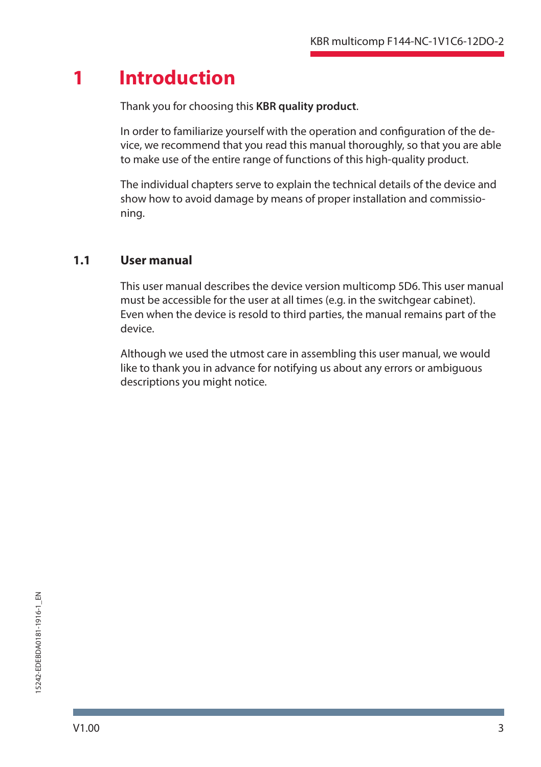# 1 Introduction

Thank you for choosing this **KBR quality product**.

In order to familiarize yourself with the operation and configuration of the device, we recommend that you read this manual thoroughly, so that you are able to make use of the entire range of functions of this high-quality product.

The individual chapters serve to explain the technical details of the device and show how to avoid damage by means of proper installation and commissioning.

## 1.1 User manual

This user manual describes the device version multicomp 5D6. This user manual must be accessible for the user at all times (e.g. in the switchgear cabinet). Even when the device is resold to third parties, the manual remains part of the device.

Although we used the utmost care in assembling this user manual, we would like to thank you in advance for notifying us about any errors or ambiguous descriptions you might notice.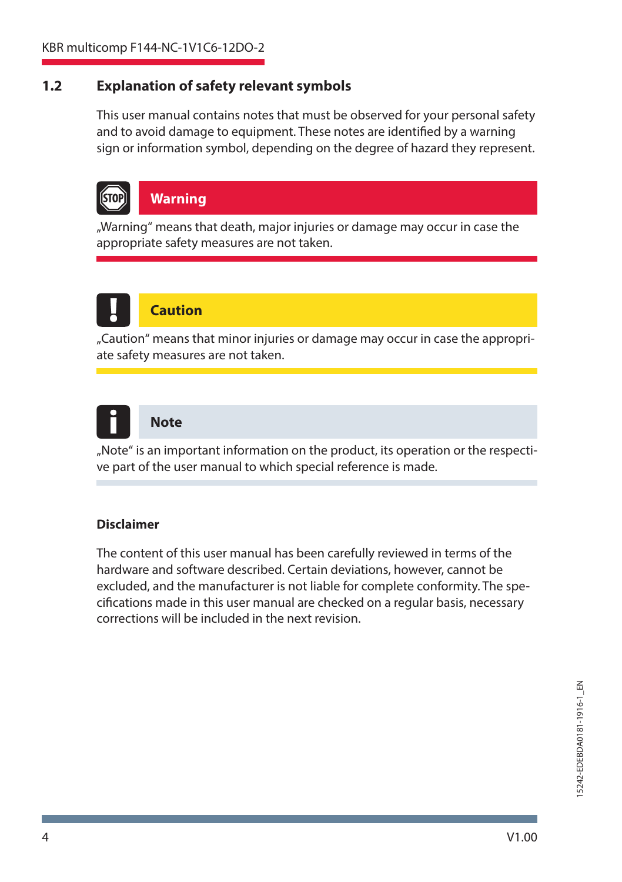## 1.2 Explanation of safety relevant symbols

This user manual contains notes that must be observed for your personal safety and to avoid damage to equipment. These notes are identified by a warning sign or information symbol, depending on the degree of hazard they represent.

**Warning**

„Warning“ means that death, major injuries or damage may occur in case the appropriate safety measures are not taken.

**Caution**

„Caution“ means that minor injuries or damage may occur in case the appropriate safety measures are not taken.

**Note**

„Note“ is an important information on the product, its operation or the respective part of the user manual to which special reference is made.

**Disclaimer**

The content of this user manual has been carefully reviewed in terms of the hardware and software described. Certain deviations, however, cannot be excluded, and the manufacturer is not liable for complete conformity. The specifications made in this user manual are checked on a regular basis, necessary corrections will be included in the next revision.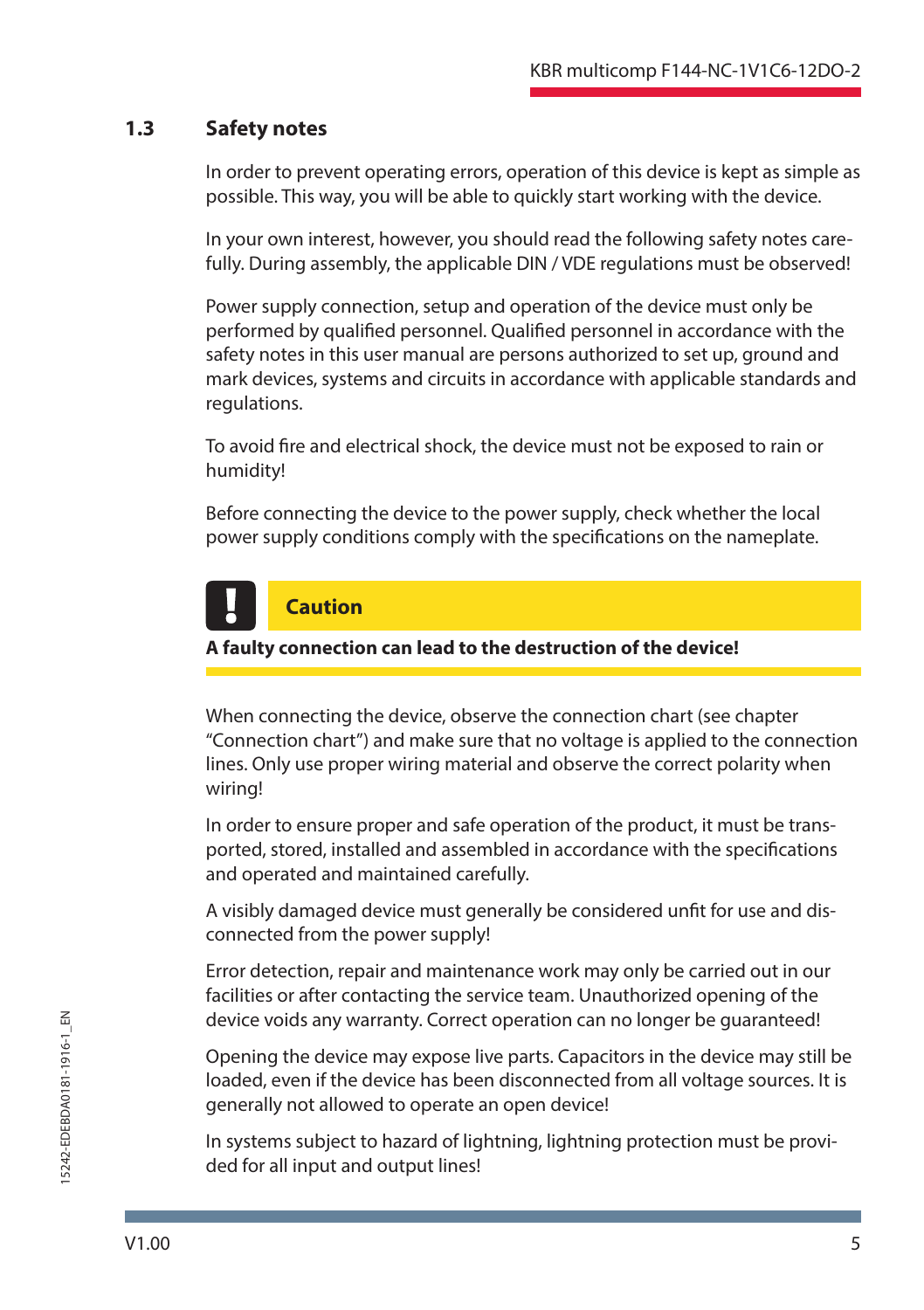## 1.3 Safety notes

In order to prevent operating errors, operation of this device is kept as simple as possible. This way, you will be able to quickly start working with the device.

In your own interest, however, you should read the following safety notes carefully. During assembly, the applicable DIN / VDE regulations must be observed!

Power supply connection, setup and operation of the device must only be performed by qualified personnel. Qualified personnel in accordance with the safety notes in this user manual are persons authorized to set up, ground and mark devices, systems and circuits in accordance with applicable standards and regulations.

To avoid fire and electrical shock, the device must not be exposed to rain or humidity!

Before connecting the device to the power supply, check whether the local power supply conditions comply with the specifications on the nameplate.

**Caution**

**A faulty connection can lead to the destruction of the device!**

When connecting the device, observe the connection chart (see chapter "Connection chart") and make sure that no voltage is applied to the connection lines. Only use proper wiring material and observe the correct polarity when wiring!

In order to ensure proper and safe operation of the product, it must be transported, stored, installed and assembled in accordance with the specifications and operated and maintained carefully.

A visibly damaged device must generally be considered unfit for use and disconnected from the power supply!

Error detection, repair and maintenance work may only be carried out in our facilities or after contacting the service team. Unauthorized opening of the device voids any warranty. Correct operation can no longer be guaranteed!

Opening the device may expose live parts. Capacitors in the device may still be loaded, even if the device has been disconnected from all voltage sources. It is generally not allowed to operate an open device!

In systems subject to hazard of lightning, lightning protection must be provided for all input and output lines!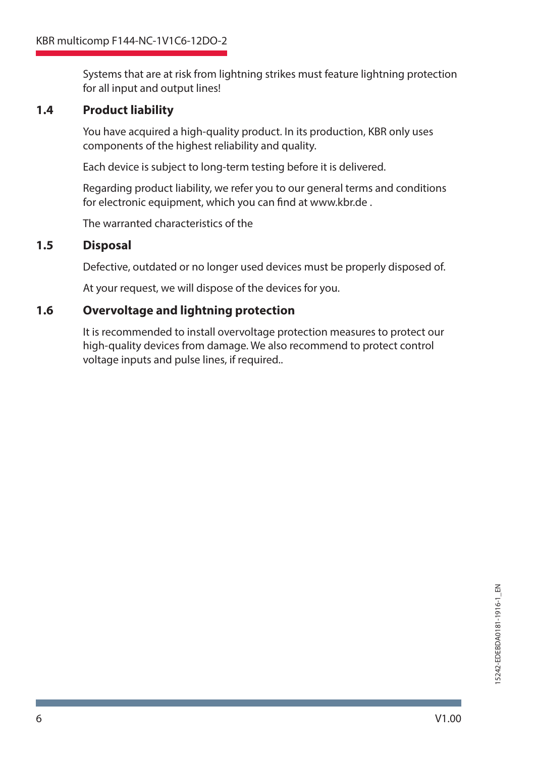Systems that are at risk from lightning strikes must feature lightning protection for all input and output lines!

## 1.4 Product liability

You have acquired a high-quality product. In its production, KBR only uses components of the highest reliability and quality.

Each device is subject to long-term testing before it is delivered.

Regarding product liability, we refer you to our general terms and conditions for electronic equipment, which you can find at www.kbr.de .

The warranted characteristics of the

## 1.5 Disposal

Defective, outdated or no longer used devices must be properly disposed of.

At your request, we will dispose of the devices for you.

## 1.6 Overvoltage and lightning protection

It is recommended to install overvoltage protection measures to protect our high-quality devices from damage. We also recommend to protect control voltage inputs and pulse lines, if required..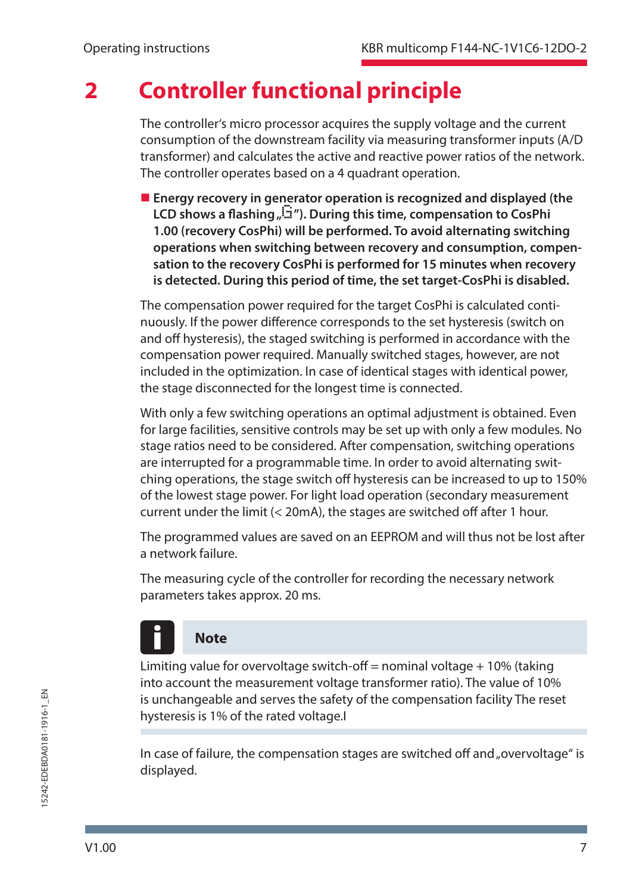# 2 Controller functional principle

The controller's micro processor acquires the supply voltage and the current consumption of the downstream facility via measuring transformer inputs (A/D transformer) and calculates the active and reactive power ratios of the network. The controller operates based on a 4 quadrant operation.

- **Energy recovery in generator operation is recognized and displayed (the LCD shows a flashing „⚃"). During this time, compensation to CosPhi 1.00 (recovery CosPhi) will be performed. To avoid alternating switching operations when switching between recovery and consumption, compensation to the recovery CosPhi is performed for 15 minutes when recovery is detected. During this period of time, the set target-CosPhi is disabled.**

The compensation power required for the target CosPhi is calculated continuously. If the power difference corresponds to the set hysteresis (switch on and off hysteresis), the staged switching is performed in accordance with the compensation power required. Manually switched stages, however, are not included in the optimization. In case of identical stages with identical power, the stage disconnected for the longest time is connected.

With only a few switching operations an optimal adjustment is obtained. Even for large facilities, sensitive controls may be set up with only a few modules. No stage ratios need to be considered. After compensation, switching operations are interrupted for a programmable time. In order to avoid alternating switching operations, the stage switch off hysteresis can be increased to up to 150% of the lowest stage power. For light load operation (secondary measurement current under the limit (< 20mA), the stages are switched off after 1 hour.

The programmed values are saved on an EEPROM and will thus not be lost after a network failure.

The measuring cycle of the controller for recording the necessary network parameters takes approx. 20 ms.

**Note**

Limiting value for overvoltage switch-off = nominal voltage + 10% (taking into account the measurement voltage transformer ratio). The value of 10% is unchangeable and serves the safety of the compensation facility The reset hysteresis is 1% of the rated voltage.l

In case of failure, the compensation stages are switched off and „overvoltage" is displayed.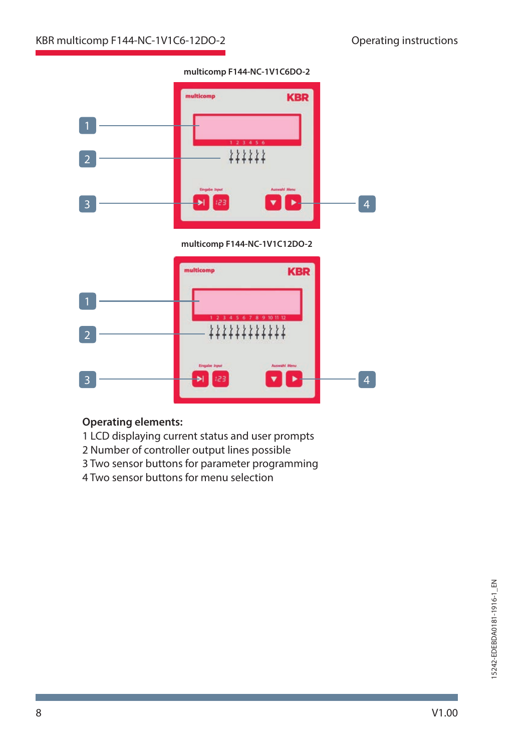multicomp F144-NC-1V1C6DO-2

multicomp F144-NC-1V1C12DO-2

**Operating elements:**

1 LCD displaying current status and user prompts
2 Number of controller output lines possible
3 Two sensor buttons for parameter programming
4 Two sensor buttons for menu selection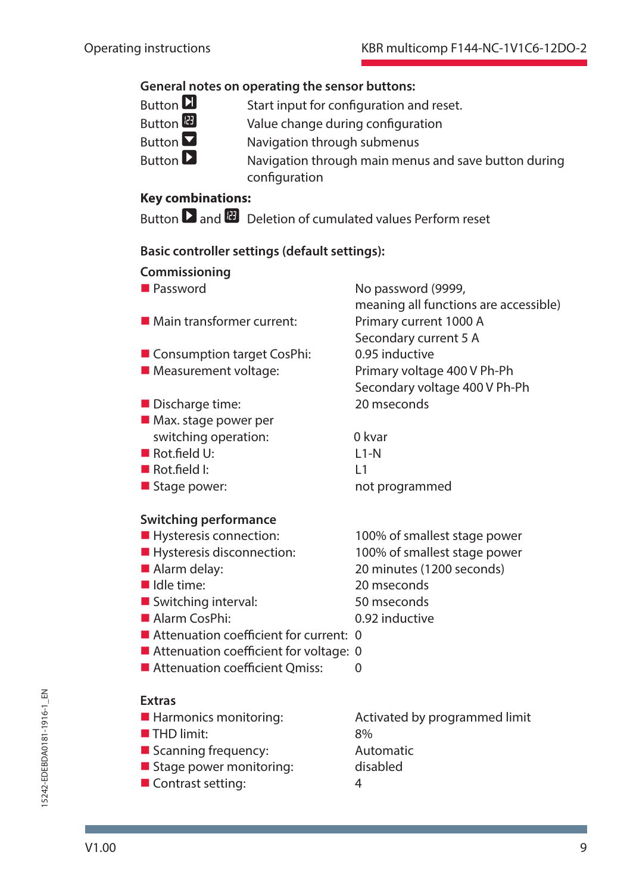**General notes on operating the sensor buttons:**

| | |
|---|---|
| Button ⏭ | Start input for configuration and reset. |
| Button 123 | Value change during configuration |
| Button ▼ | Navigation through submenus |
| Button ▶ | Navigation through main menus and save button during configuration |

**Key combinations:**

Button ▶ and 123 Deletion of cumulated values Perform reset

**Basic controller settings (default settings):**

**Commissioning**

| | |
|---|---|
| Password | No password (9999, meaning all functions are accessible) |
| Main transformer current: | Primary current 1000 A<br>Secondary current 5 A |
| Consumption target CosPhi: | 0.95 inductive |
| Measurement voltage: | Primary voltage 400 V Ph-Ph<br>Secondary voltage 400 V Ph-Ph |
| Discharge time: | 20 mseconds |
| Max. stage power per switching operation: | 0 kvar |
| Rot.field U: | L1-N |
| Rot.field I: | L1 |
| Stage power: | not programmed |

**Switching performance**

| | |
|---|---|
| Hysteresis connection: | 100% of smallest stage power |
| Hysteresis disconnection: | 100% of smallest stage power |
| Alarm delay: | 20 minutes (1200 seconds) |
| Idle time: | 20 mseconds |
| Switching interval: | 50 mseconds |
| Alarm CosPhi: | 0.92 inductive |
| Attenuation coefficient for current: | 0 |
| Attenuation coefficient for voltage: | 0 |
| Attenuation coefficient Qmiss: | 0 |

**Extras**

| | |
|---|---|
| Harmonics monitoring: | Activated by programmed limit |
| THD limit: | 8% |
| Scanning frequency: | Automatic |
| Stage power monitoring: | disabled |
| Contrast setting: | 4 |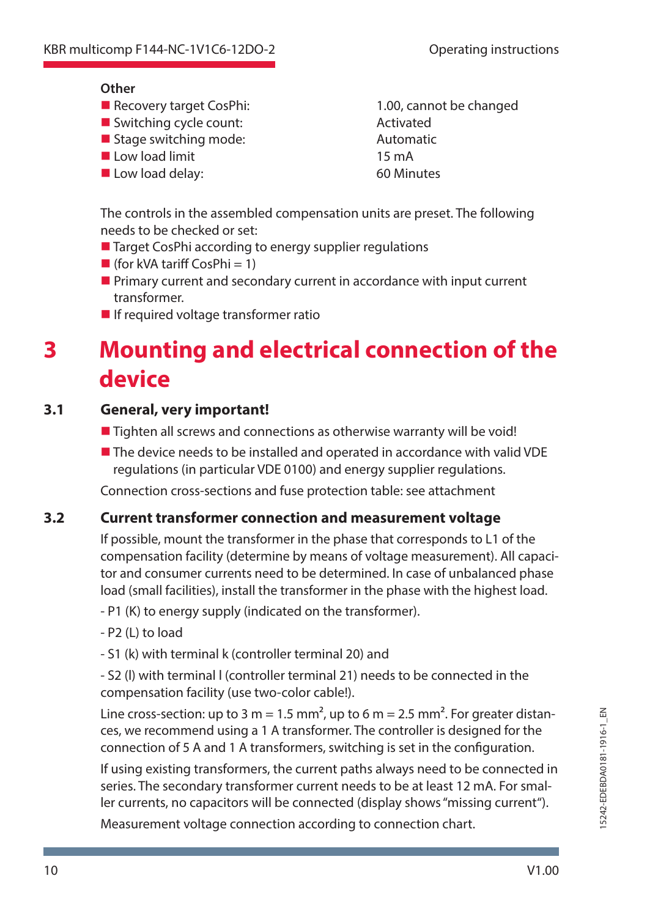**Other**

- Recovery target CosPhi: 1.00, cannot be changed
- Switching cycle count: Activated
- Stage switching mode: Automatic
- Low load limit 15 mA
- Low load delay: 60 Minutes

The controls in the assembled compensation units are preset. The following needs to be checked or set:

- Target CosPhi according to energy supplier regulations
- (for kVA tariff CosPhi = 1)
- Primary current and secondary current in accordance with input current transformer.
- If required voltage transformer ratio

# 3 Mounting and electrical connection of the device

## 3.1 General, very important!

- Tighten all screws and connections as otherwise warranty will be void!
- The device needs to be installed and operated in accordance with valid VDE regulations (in particular VDE 0100) and energy supplier regulations.

Connection cross-sections and fuse protection table: see attachment

## 3.2 Current transformer connection and measurement voltage

If possible, mount the transformer in the phase that corresponds to L1 of the compensation facility (determine by means of voltage measurement). All capacitor and consumer currents need to be determined. In case of unbalanced phase load (small facilities), install the transformer in the phase with the highest load.

- P1 (K) to energy supply (indicated on the transformer).

- P2 (L) to load

- S1 (k) with terminal k (controller terminal 20) and

- S2 (l) with terminal l (controller terminal 21) needs to be connected in the compensation facility (use two-color cable!).

Line cross-section: up to 3 m = 1.5 mm², up to 6 m = 2.5 mm². For greater distances, we recommend using a 1 A transformer. The controller is designed for the connection of 5 A and 1 A transformers, switching is set in the configuration.

If using existing transformers, the current paths always need to be connected in series. The secondary transformer current needs to be at least 12 mA. For smaller currents, no capacitors will be connected (display shows "missing current").

Measurement voltage connection according to connection chart.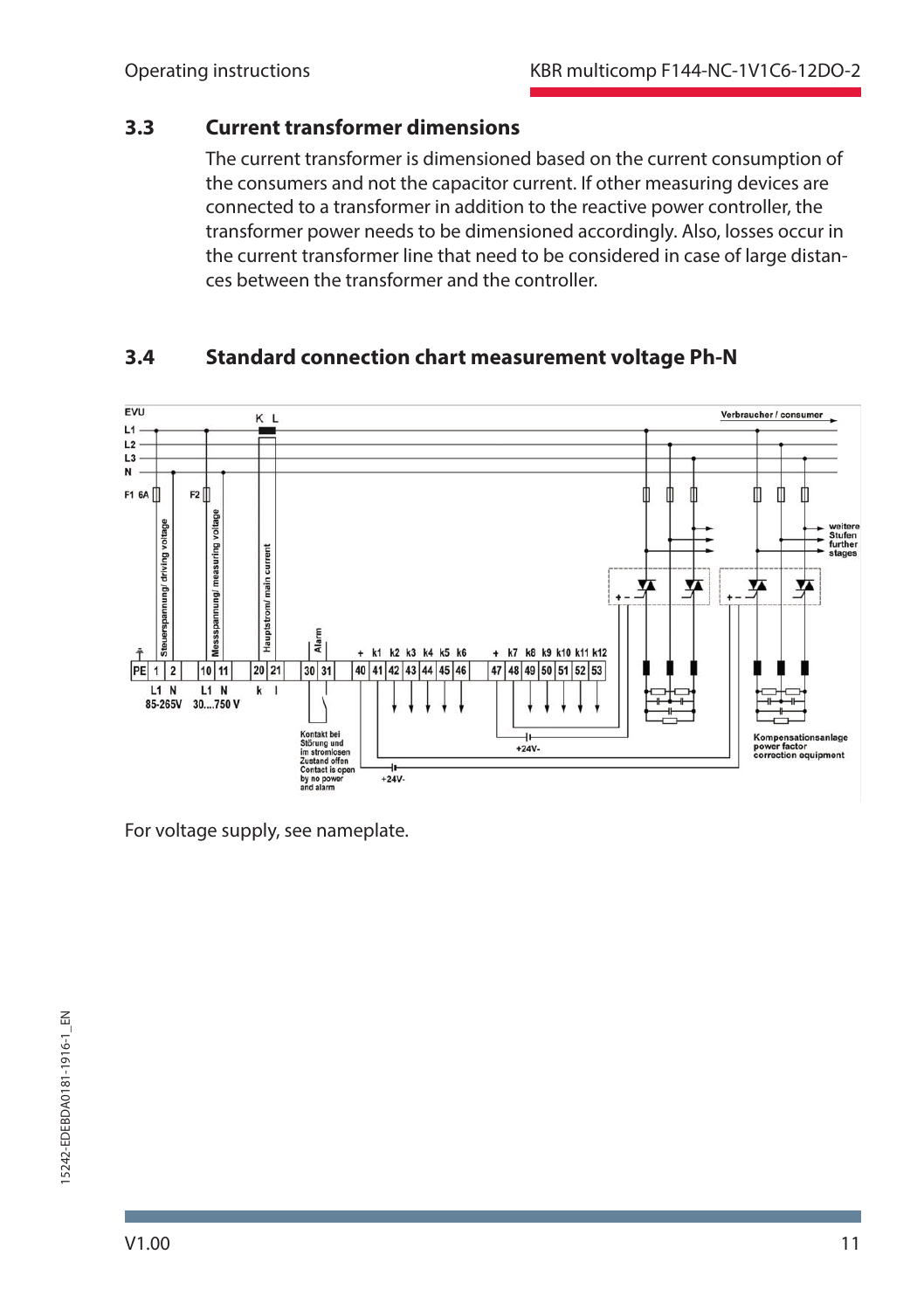## 3.3 Current transformer dimensions

The current transformer is dimensioned based on the current consumption of the consumers and not the capacitor current. If other measuring devices are connected to a transformer in addition to the reactive power controller, the transformer power needs to be dimensioned accordingly. Also, losses occur in the current transformer line that need to be considered in case of large distances between the transformer and the controller.

## 3.4 Standard connection chart measurement voltage Ph-N

EVU
L1
L2
L3
N
F1 6A
F2
K L
Verbraucher / consumer
weitere Stufen
further stages
Steuerspannung/ driving voltage
Messspannung/ measuring voltage
Hauptstrom/ main current
Alarm
+ k1 k2 k3 k4 k5 k6
+ k7 k8 k9 k10 k11 k12
PE 1 2 10 11 20 21 30 31 40 41 42 43 44 45 46 47 48 49 50 51 52 53
L1 N
85-265V
L1 N
30....750 V
k l
Kontakt bei Störung und im stromlosen Zustand offen
Contact is open by no power and alarm
+24V-
+24V-
Kompensationsanlage
power factor correction equipment

For voltage supply, see nameplate.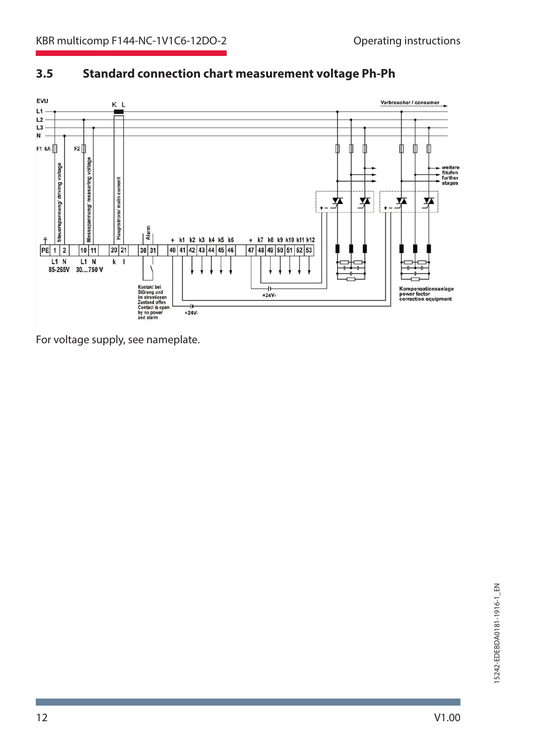## 3.5 Standard connection chart measurement voltage Ph-Ph

For voltage supply, see nameplate.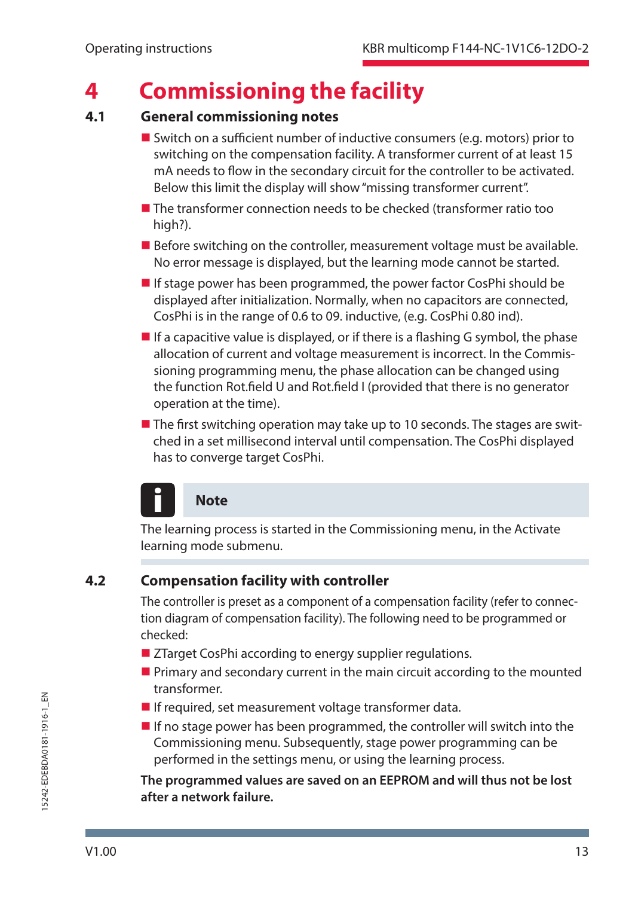# 4 Commissioning the facility

## 4.1 General commissioning notes

- Switch on a sufficient number of inductive consumers (e.g. motors) prior to switching on the compensation facility. A transformer current of at least 15 mA needs to flow in the secondary circuit for the controller to be activated. Below this limit the display will show "missing transformer current".
- The transformer connection needs to be checked (transformer ratio too high?).
- Before switching on the controller, measurement voltage must be available. No error message is displayed, but the learning mode cannot be started.
- If stage power has been programmed, the power factor CosPhi should be displayed after initialization. Normally, when no capacitors are connected, CosPhi is in the range of 0.6 to 09. inductive, (e.g. CosPhi 0.80 ind).
- If a capacitive value is displayed, or if there is a flashing G symbol, the phase allocation of current and voltage measurement is incorrect. In the Commissioning programming menu, the phase allocation can be changed using the function Rot.field U and Rot.field I (provided that there is no generator operation at the time).
- The first switching operation may take up to 10 seconds. The stages are switched in a set millisecond interval until compensation. The CosPhi displayed has to converge target CosPhi.

**Note**

The learning process is started in the Commissioning menu, in the Activate learning mode submenu.

## 4.2 Compensation facility with controller

The controller is preset as a component of a compensation facility (refer to connection diagram of compensation facility). The following need to be programmed or checked:

- ZTarget CosPhi according to energy supplier regulations.
- Primary and secondary current in the main circuit according to the mounted transformer.
- If required, set measurement voltage transformer data.
- If no stage power has been programmed, the controller will switch into the Commissioning menu. Subsequently, stage power programming can be performed in the settings menu, or using the learning process.

**The programmed values are saved on an EEPROM and will thus not be lost after a network failure.**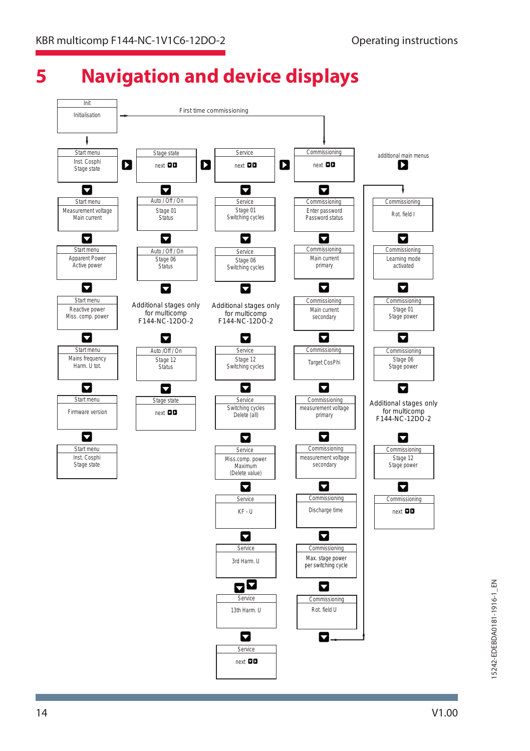# 5 Navigation and device displays

**Init**
Initialisation

First time commissioning → Commissioning

**Start menu** (column 1)

| Start menu |
|---|
| Inst. Cosphi / Stage state |
| Measurement voltage / Main current |
| Apparent Power / Active power |
| Reactive power / Miss. comp. power |
| Mains frequency / Harm. U tot. |
| Firmware version |
| Inst. Cosphi / Stage state |

**Stage state** (column 2)

| Stage state |
|---|
| next |
| Auto / Off / On – Stage 01 Status |
| Auto / Off / On – Stage 06 Status |
| Additional stages only for multicomp F144-NC-12DO-2 |
| Auto /Off / On – Stage 12 Status |
| Stage state – next |

**Service** (column 3)

| Service |
|---|
| next |
| Stage 01 Switching cycles |
| Stage 06 Switching cycles |
| Additional stages only for multicomp F144-NC-12DO-2 |
| Stage 12 Switching cycles |
| Switching cycles Delete (all) |
| Miss.comp. power Maximum (Delete value) |
| KF - U |
| 3rd Harm. U |
| 13th Harm. U |
| Service – next |

**Commissioning** (column 4)

| Commissioning |
|---|
| next |
| Enter password / Password status |
| Main current primary |
| Main current secondary |
| Target CosPhi |
| measurement voltage primary |
| measurement voltage secondary |
| Discharge time |
| Max. stage power per switching cycle |
| Rot. field U |

**additional main menus** (column 5)

| Commissioning |
|---|
| Rot. field I |
| Learning mode activated |
| Stage 01 Stage power |
| Stage 06 Stage power |
| Additional stages only for multicomp F144-NC-12DO-2 |
| Stage 12 Stage power |
| Commissioning – next |

15242-EDEBDA0181-1916-1_EN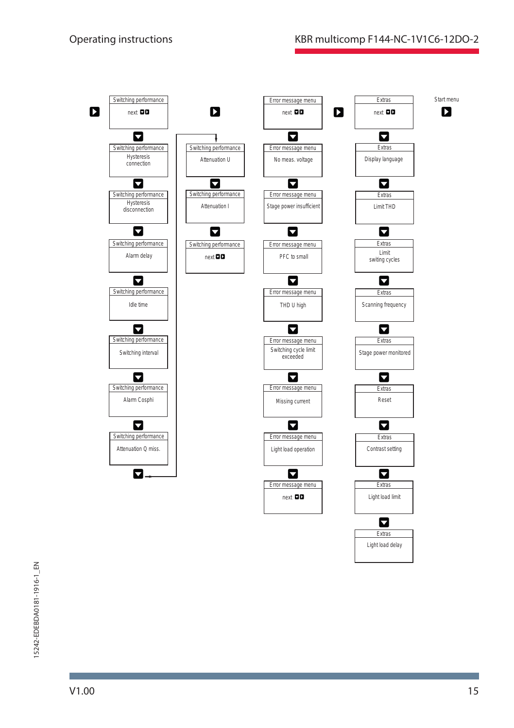Switching performance
next

Switching performance
Hysteresis connection

Switching performance
Hysteresis disconnection

Switching performance
Alarm delay

Switching performance
Idle time

Switching performance
Switching interval

Switching performance
Alarm Cosphi

Switching performance
Attenuation Q miss.

Switching performance
Attenuation U

Switching performance
Attenuation I

Switching performance
next

Error message menu
next

Error message menu
No meas. voltage

Error message menu
Stage power insufficient

Error message menu
PFC to small

Error message menu
THD U high

Error message menu
Switching cycle limit exceeded

Error message menu
Missing current

Error message menu
Light load operation

Error message menu
next

Extras
next

Extras
Display language

Extras
Limit THD

Extras
Limit switing cycles

Extras
Scanning frequency

Extras
Stage power monitored

Extras
Reset

Extras
Contrast setting

Extras
Light load limit

Extras
Light load delay

Start menu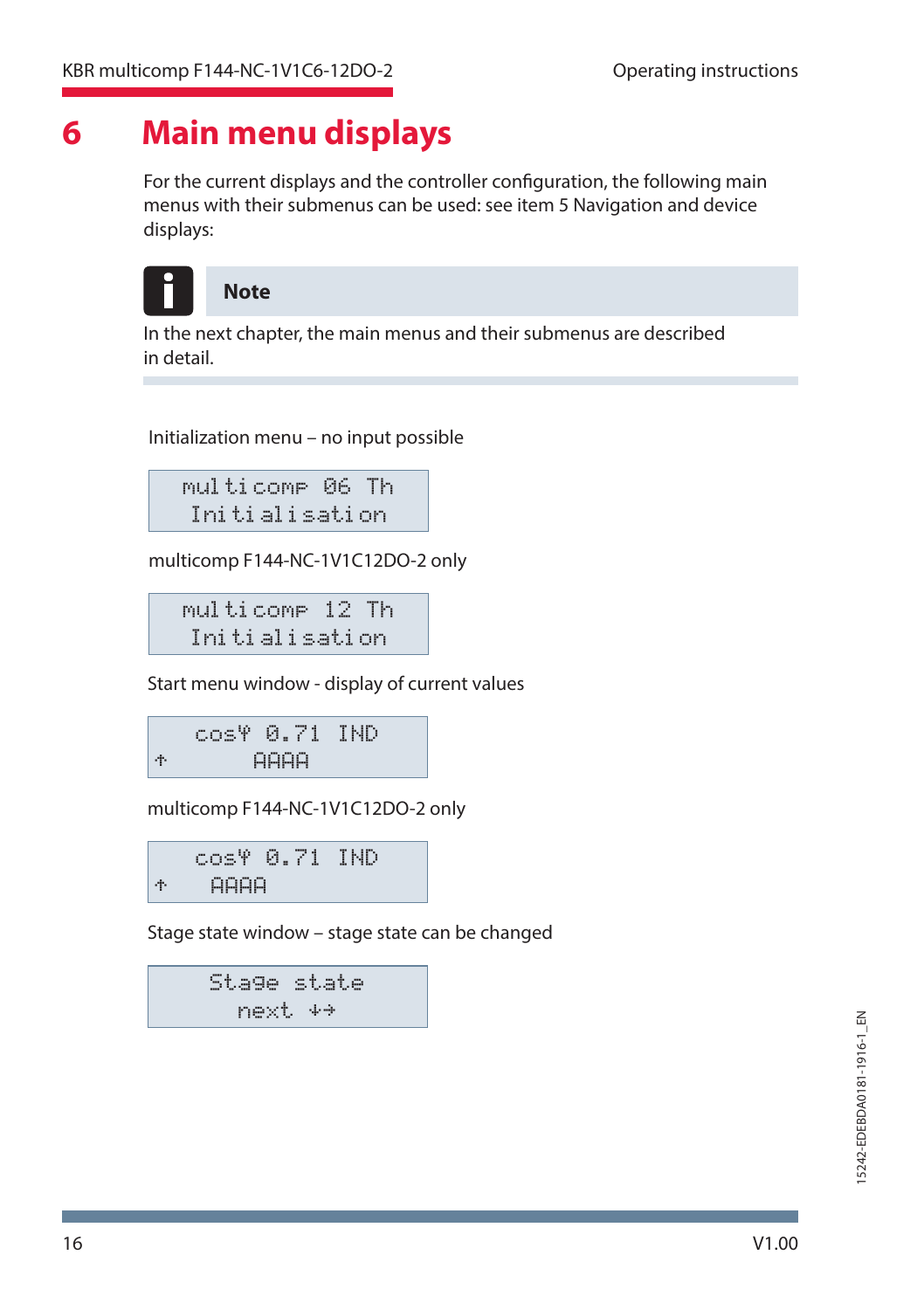# 6 Main menu displays

For the current displays and the controller configuration, the following main menus with their submenus can be used: see item 5 Navigation and device displays:

**Note**

In the next chapter, the main menus and their submenus are described in detail.

Initialization menu – no input possible

```
 multicomp 06 Th
 Initialisation
```

multicomp F144-NC-1V1C12DO-2 only

```
 multicomp 12 Th
 Initialisation
```

Start menu window - display of current values

```
   cosφ 0.71  IND
↑       AAAA
```

multicomp F144-NC-1V1C12DO-2 only

```
   cosφ 0.71  IND
↑    AAAA
```

Stage state window – stage state can be changed

```
  Stage  state
    next  ↓→
```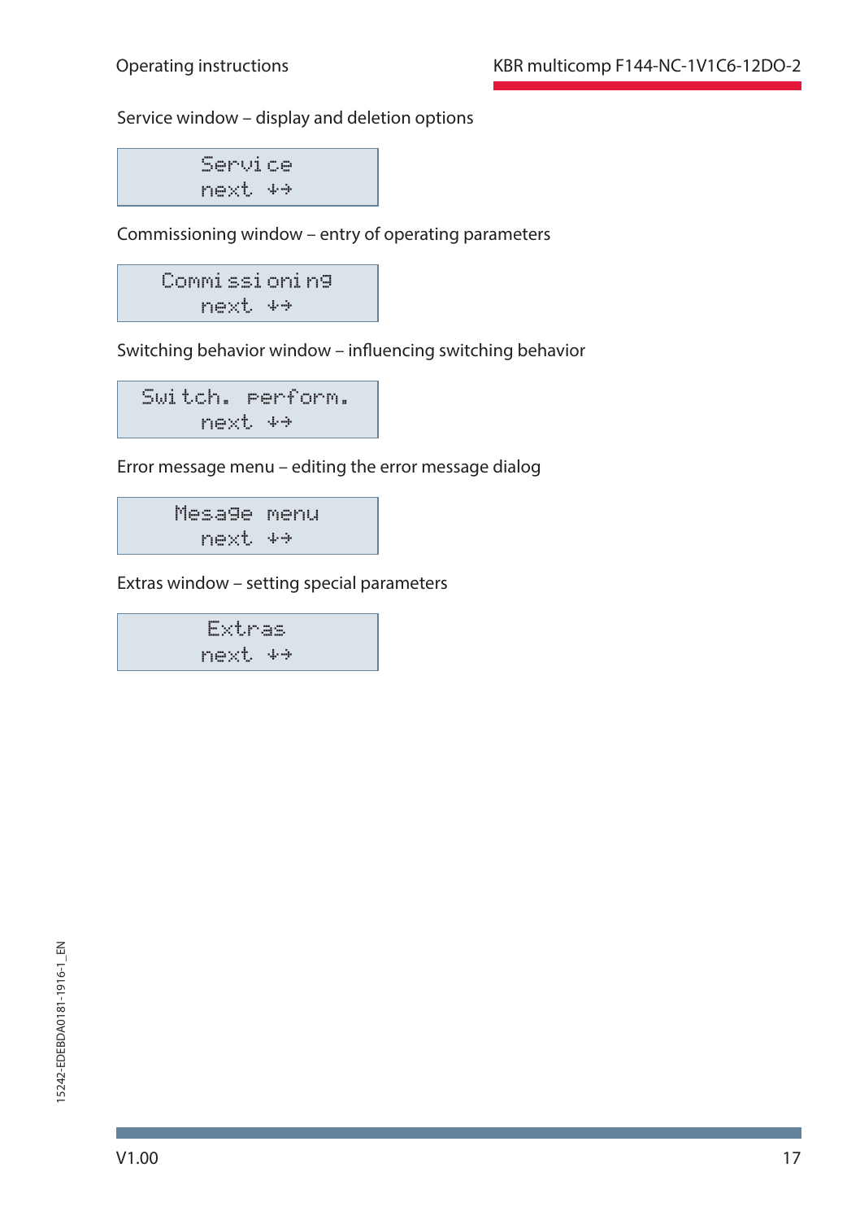Service window – display and deletion options

```
    Service
    next ↓→
```

Commissioning window – entry of operating parameters

```
 Commissioning
    next ↓→
```

Switching behavior window – influencing switching behavior

```
Switch. perform.
    next ↓→
```

Error message menu – editing the error message dialog

```
  Mesage menu
    next ↓→
```

Extras window – setting special parameters

```
     Extras
    next ↓→
```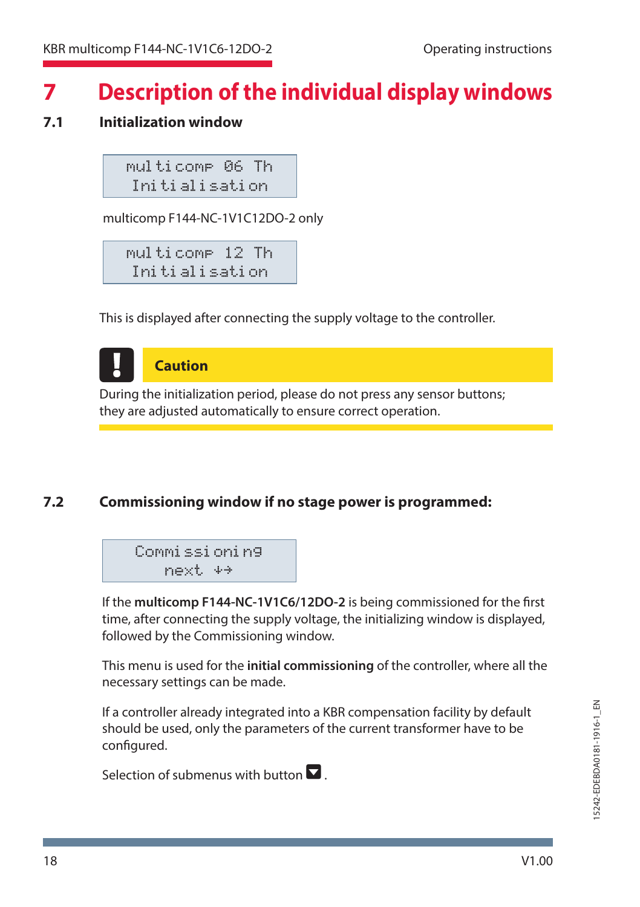# 7 Description of the individual display windows

## 7.1 Initialization window

```
multicomp 06 Th
Initialisation
```

multicomp F144-NC-1V1C12DO-2 only

```
multicomp 12 Th
Initialisation
```

This is displayed after connecting the supply voltage to the controller.

> **Caution**
>
> During the initialization period, please do not press any sensor buttons; they are adjusted automatically to ensure correct operation.

## 7.2 Commissioning window if no stage power is programmed:

```
Commissioning
next ↓→
```

If the **multicomp F144-NC-1V1C6/12DO-2** is being commissioned for the first time, after connecting the supply voltage, the initializing window is displayed, followed by the Commissioning window.

This menu is used for the **initial commissioning** of the controller, where all the necessary settings can be made.

If a controller already integrated into a KBR compensation facility by default should be used, only the parameters of the current transformer have to be configured.

Selection of submenus with button ▼.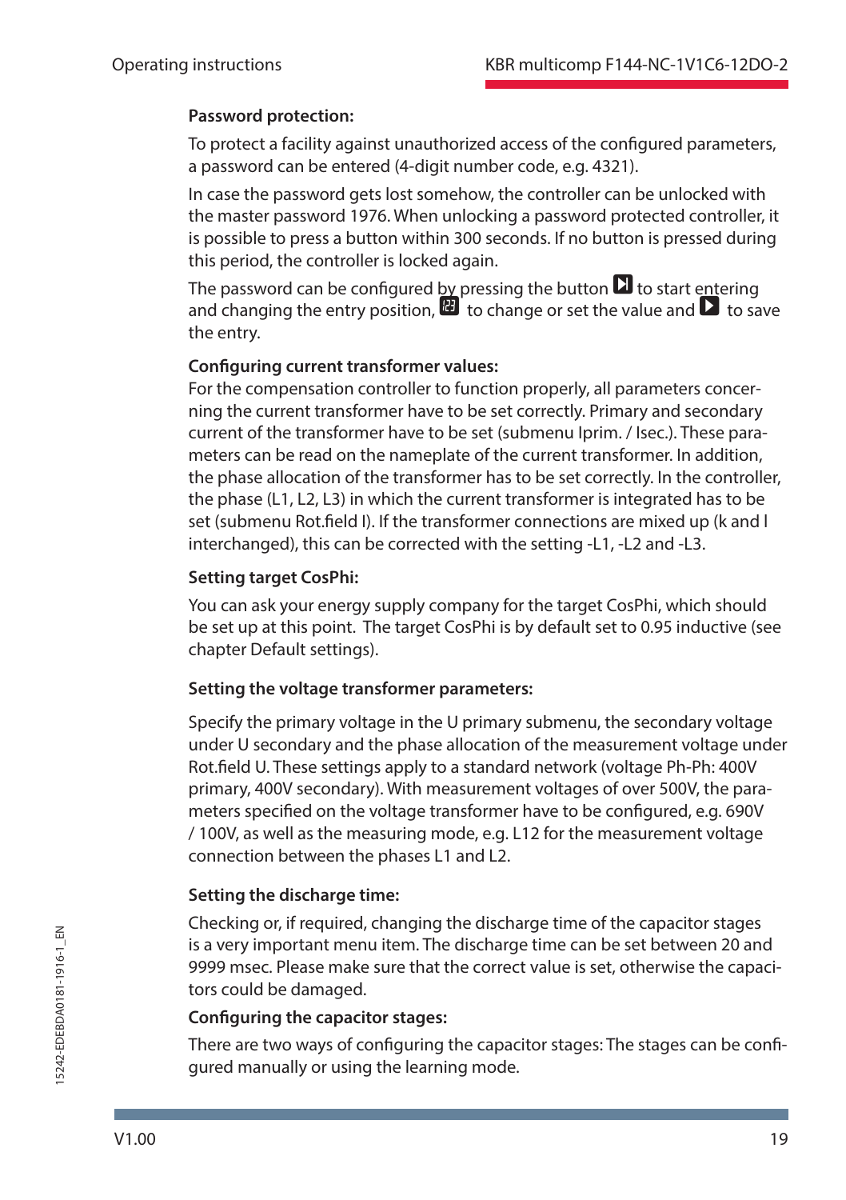**Password protection:**

To protect a facility against unauthorized access of the configured parameters, a password can be entered (4-digit number code, e.g. 4321).

In case the password gets lost somehow, the controller can be unlocked with the master password 1976. When unlocking a password protected controller, it is possible to press a button within 300 seconds. If no button is pressed during this period, the controller is locked again.

The password can be configured by pressing the button ⏭ to start entering and changing the entry position, 123 to change or set the value and ▶ to save the entry.

**Configuring current transformer values:**

For the compensation controller to function properly, all parameters concerning the current transformer have to be set correctly. Primary and secondary current of the transformer have to be set (submenu Iprim. / Isec.). These parameters can be read on the nameplate of the current transformer. In addition, the phase allocation of the transformer has to be set correctly. In the controller, the phase (L1, L2, L3) in which the current transformer is integrated has to be set (submenu Rot.field I). If the transformer connections are mixed up (k and l interchanged), this can be corrected with the setting -L1, -L2 and -L3.

**Setting target CosPhi:**

You can ask your energy supply company for the target CosPhi, which should be set up at this point. The target CosPhi is by default set to 0.95 inductive (see chapter Default settings).

**Setting the voltage transformer parameters:**

Specify the primary voltage in the U primary submenu, the secondary voltage under U secondary and the phase allocation of the measurement voltage under Rot.field U. These settings apply to a standard network (voltage Ph-Ph: 400V primary, 400V secondary). With measurement voltages of over 500V, the parameters specified on the voltage transformer have to be configured, e.g. 690V / 100V, as well as the measuring mode, e.g. L12 for the measurement voltage connection between the phases L1 and L2.

**Setting the discharge time:**

Checking or, if required, changing the discharge time of the capacitor stages is a very important menu item. The discharge time can be set between 20 and 9999 msec. Please make sure that the correct value is set, otherwise the capacitors could be damaged.

**Configuring the capacitor stages:**

There are two ways of configuring the capacitor stages: The stages can be configured manually or using the learning mode.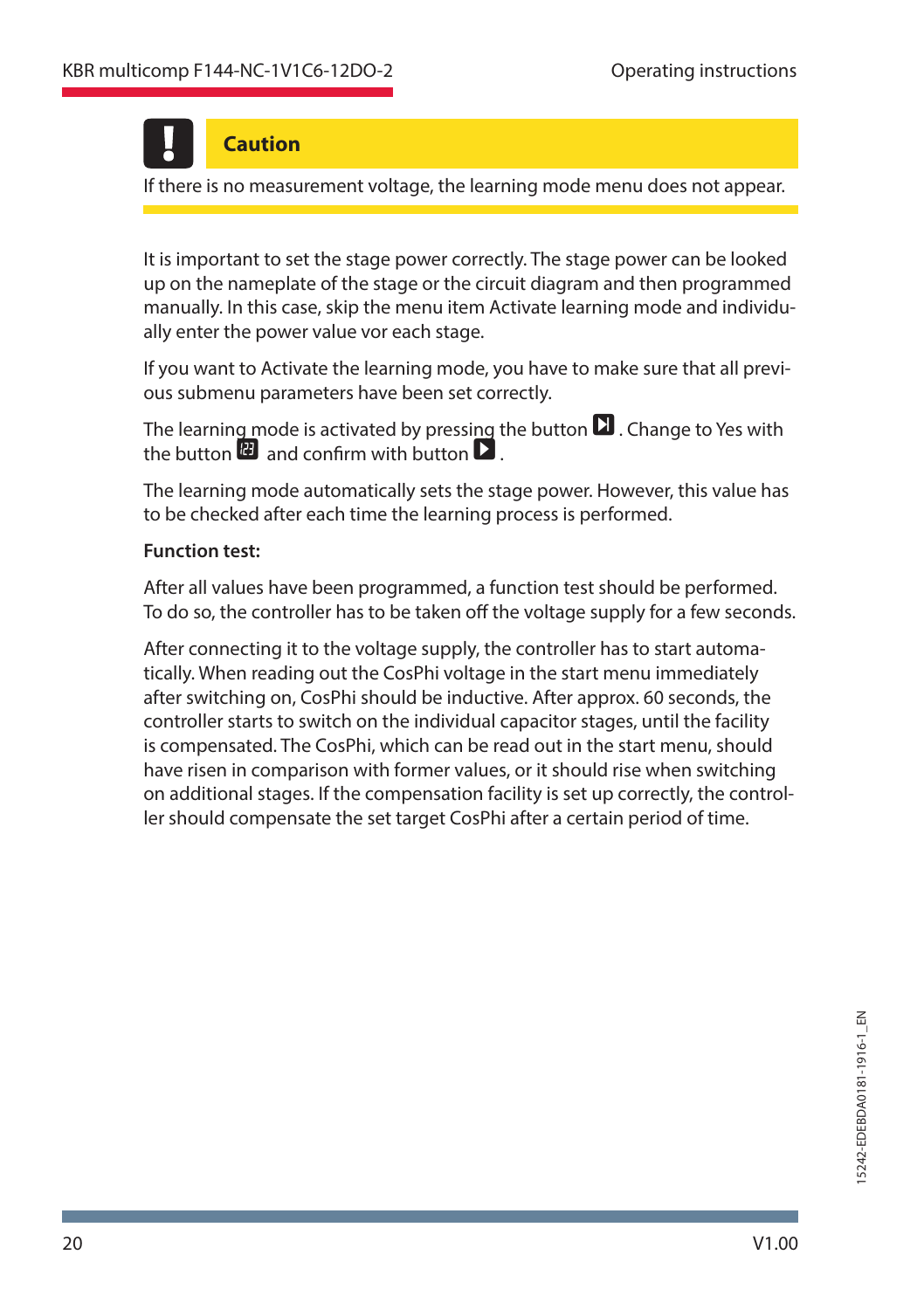**Caution**

If there is no measurement voltage, the learning mode menu does not appear.

It is important to set the stage power correctly. The stage power can be looked up on the nameplate of the stage or the circuit diagram and then programmed manually. In this case, skip the menu item Activate learning mode and individually enter the power value vor each stage.

If you want to Activate the learning mode, you have to make sure that all previous submenu parameters have been set correctly.

The learning mode is activated by pressing the button ⏭ . Change to Yes with the button 123 and confirm with button ▶ .

The learning mode automatically sets the stage power. However, this value has to be checked after each time the learning process is performed.

**Function test:**

After all values have been programmed, a function test should be performed. To do so, the controller has to be taken off the voltage supply for a few seconds.

After connecting it to the voltage supply, the controller has to start automatically. When reading out the CosPhi voltage in the start menu immediately after switching on, CosPhi should be inductive. After approx. 60 seconds, the controller starts to switch on the individual capacitor stages, until the facility is compensated. The CosPhi, which can be read out in the start menu, should have risen in comparison with former values, or it should rise when switching on additional stages. If the compensation facility is set up correctly, the controller should compensate the set target CosPhi after a certain period of time.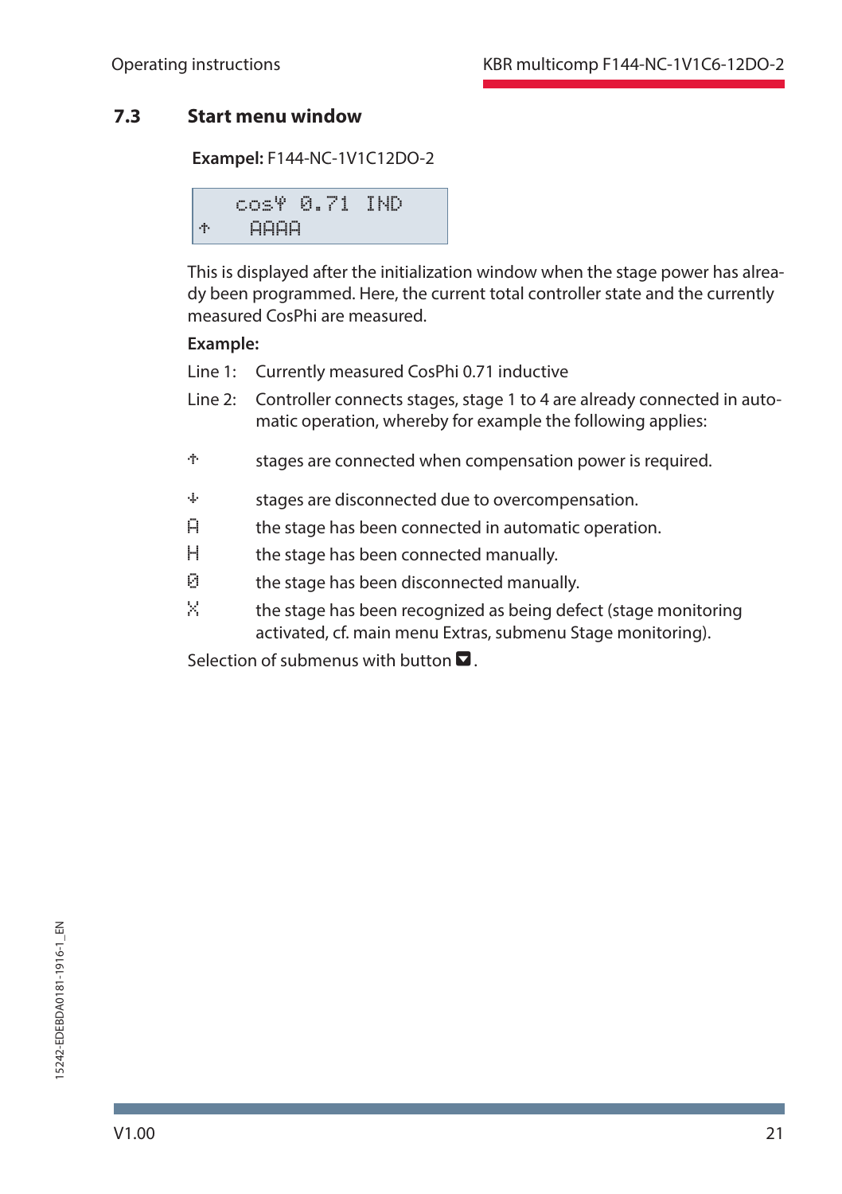## 7.3 Start menu window

**Exampel:** F144-NC-1V1C12DO-2

```
  cosφ 0.71 IND
↑   AAAA
```

This is displayed after the initialization window when the stage power has already been programmed. Here, the current total controller state and the currently measured CosPhi are measured.

**Example:**

Line 1: Currently measured CosPhi 0.71 inductive

Line 2: Controller connects stages, stage 1 to 4 are already connected in automatic operation, whereby for example the following applies:

↑ stages are connected when compensation power is required.

↓ stages are disconnected due to overcompensation.

A the stage has been connected in automatic operation.

H the stage has been connected manually.

0 the stage has been disconnected manually.

X the stage has been recognized as being defect (stage monitoring activated, cf. main menu Extras, submenu Stage monitoring).

Selection of submenus with button ▼.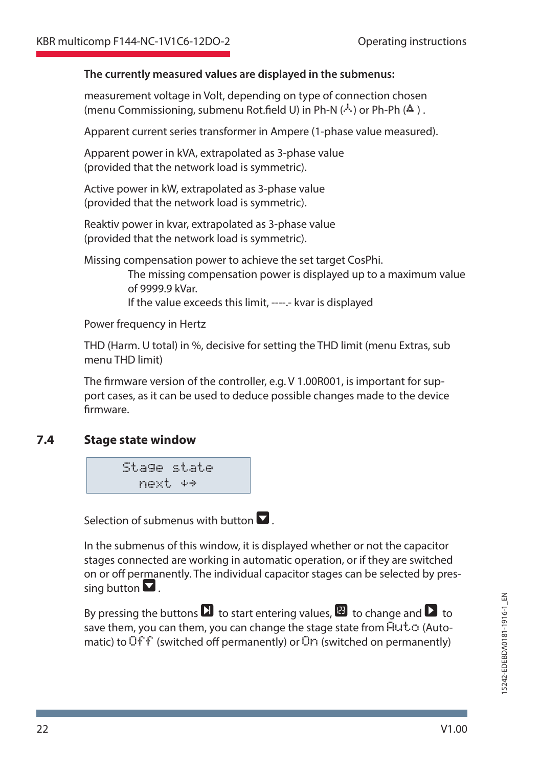**The currently measured values are displayed in the submenus:**

measurement voltage in Volt, depending on type of connection chosen (menu Commissioning, submenu Rot.field U) in Ph-N (⛬) or Ph-Ph (△) .

Apparent current series transformer in Ampere (1-phase value measured).

Apparent power in kVA, extrapolated as 3-phase value (provided that the network load is symmetric).

Active power in kW, extrapolated as 3-phase value (provided that the network load is symmetric).

Reaktiv power in kvar, extrapolated as 3-phase value (provided that the network load is symmetric).

Missing compensation power to achieve the set target CosPhi.

> The missing compensation power is displayed up to a maximum value of 9999.9 kVar.
> If the value exceeds this limit, ----.- kvar is displayed

Power frequency in Hertz

THD (Harm. U total) in %, decisive for setting the THD limit (menu Extras, sub menu THD limit)

The firmware version of the controller, e.g. V 1.00R001, is important for support cases, as it can be used to deduce possible changes made to the device firmware.

## 7.4 Stage state window

```
Stage state
 next ↓→
```

Selection of submenus with button ▼.

In the submenus of this window, it is displayed whether or not the capacitor stages connected are working in automatic operation, or if they are switched on or off permanently. The individual capacitor stages can be selected by pressing button ▼.

By pressing the buttons ▶ to start entering values, 123 to change and ▶ to save them, you can them, you can change the stage state from Auto (Automatic) to Off (switched off permanently) or On (switched on permanently)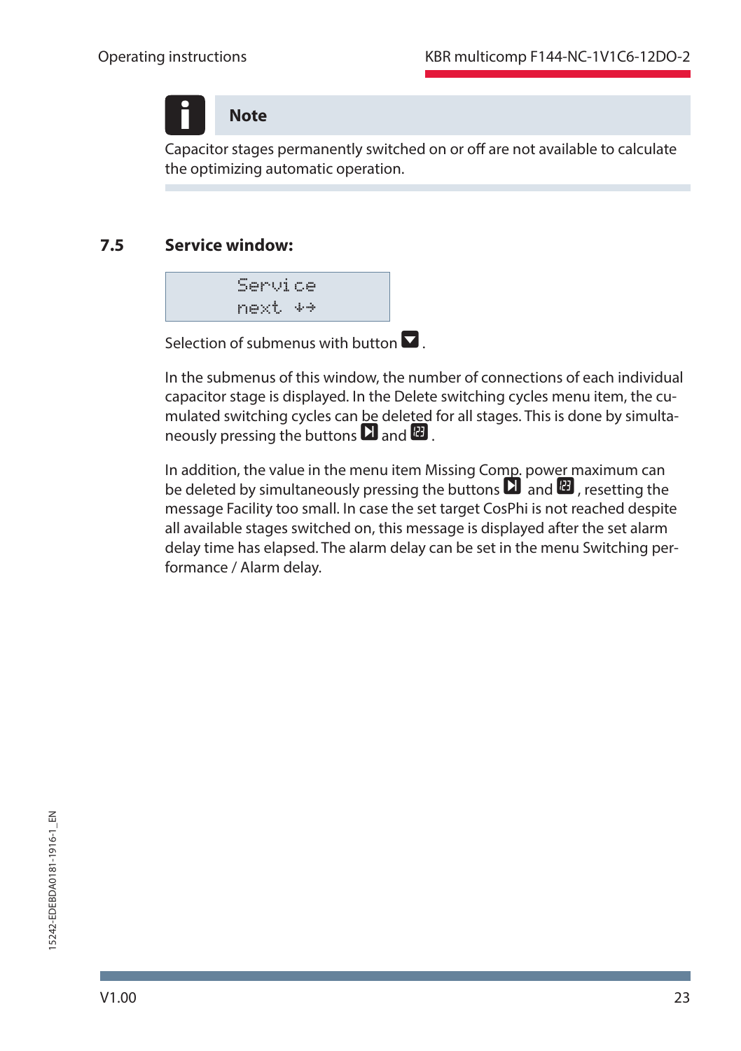> **Note**
>
> Capacitor stages permanently switched on or off are not available to calculate the optimizing automatic operation.

## 7.5 Service window:

```
   Service
   next ↓→
```

Selection of submenus with button ▼.

In the submenus of this window, the number of connections of each individual capacitor stage is displayed. In the Delete switching cycles menu item, the cumulated switching cycles can be deleted for all stages. This is done by simultaneously pressing the buttons ▶| and 123.

In addition, the value in the menu item Missing Comp. power maximum can be deleted by simultaneously pressing the buttons ▶| and 123, resetting the message Facility too small. In case the set target CosPhi is not reached despite all available stages switched on, this message is displayed after the set alarm delay time has elapsed. The alarm delay can be set in the menu Switching performance / Alarm delay.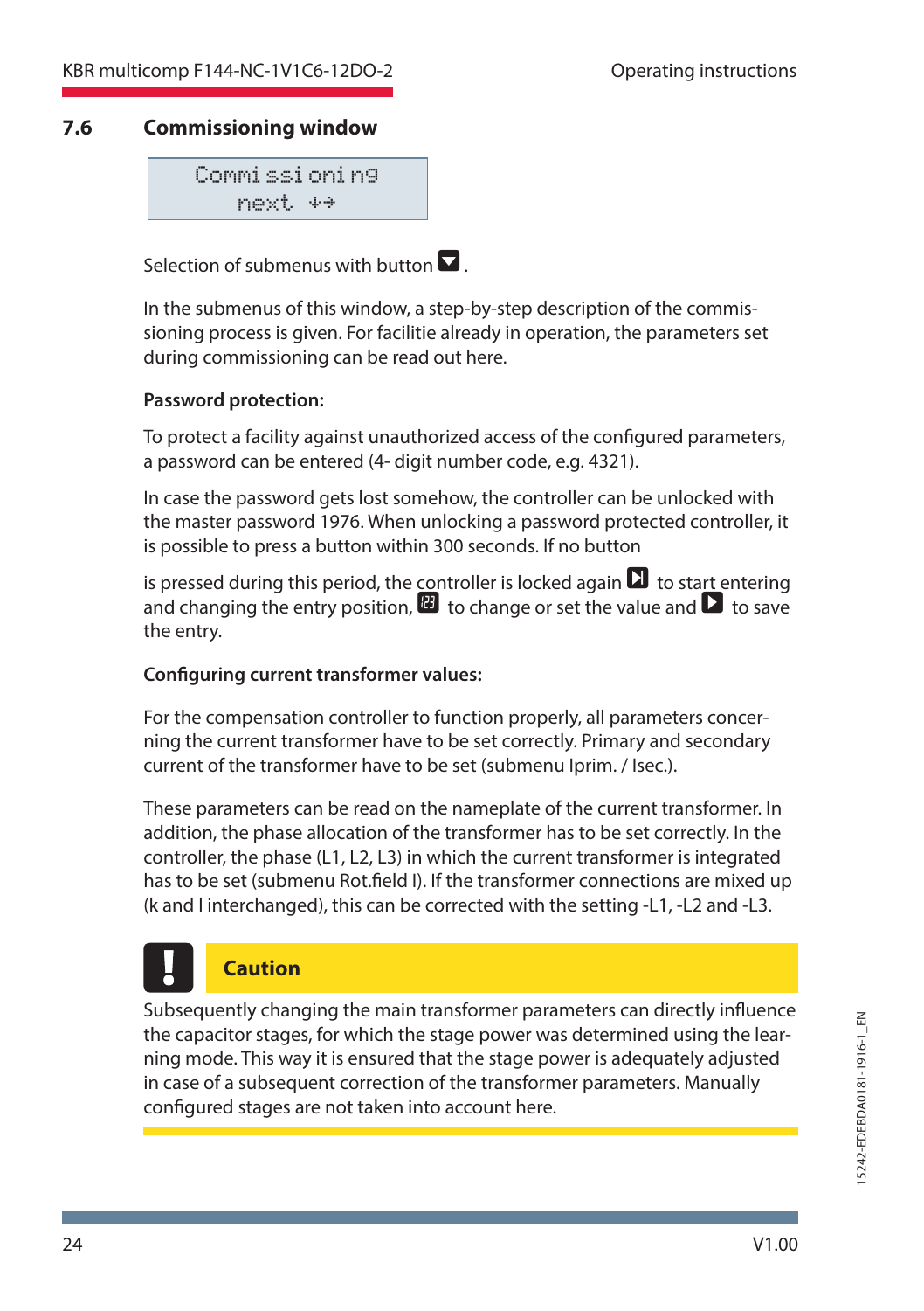## 7.6 Commissioning window

```
Commissioning
next ↓→
```

Selection of submenus with button ▼.

In the submenus of this window, a step-by-step description of the commissioning process is given. For facilitie already in operation, the parameters set during commissioning can be read out here.

**Password protection:**

To protect a facility against unauthorized access of the configured parameters, a password can be entered (4- digit number code, e.g. 4321).

In case the password gets lost somehow, the controller can be unlocked with the master password 1976. When unlocking a password protected controller, it is possible to press a button within 300 seconds. If no button

is pressed during this period, the controller is locked again ▶| to start entering and changing the entry position, 123 to change or set the value and ▶ to save the entry.

**Configuring current transformer values:**

For the compensation controller to function properly, all parameters concerning the current transformer have to be set correctly. Primary and secondary current of the transformer have to be set (submenu Iprim. / Isec.).

These parameters can be read on the nameplate of the current transformer. In addition, the phase allocation of the transformer has to be set correctly. In the controller, the phase (L1, L2, L3) in which the current transformer is integrated has to be set (submenu Rot.field I). If the transformer connections are mixed up (k and l interchanged), this can be corrected with the setting -L1, -L2 and -L3.

**Caution**

Subsequently changing the main transformer parameters can directly influence the capacitor stages, for which the stage power was determined using the learning mode. This way it is ensured that the stage power is adequately adjusted in case of a subsequent correction of the transformer parameters. Manually configured stages are not taken into account here.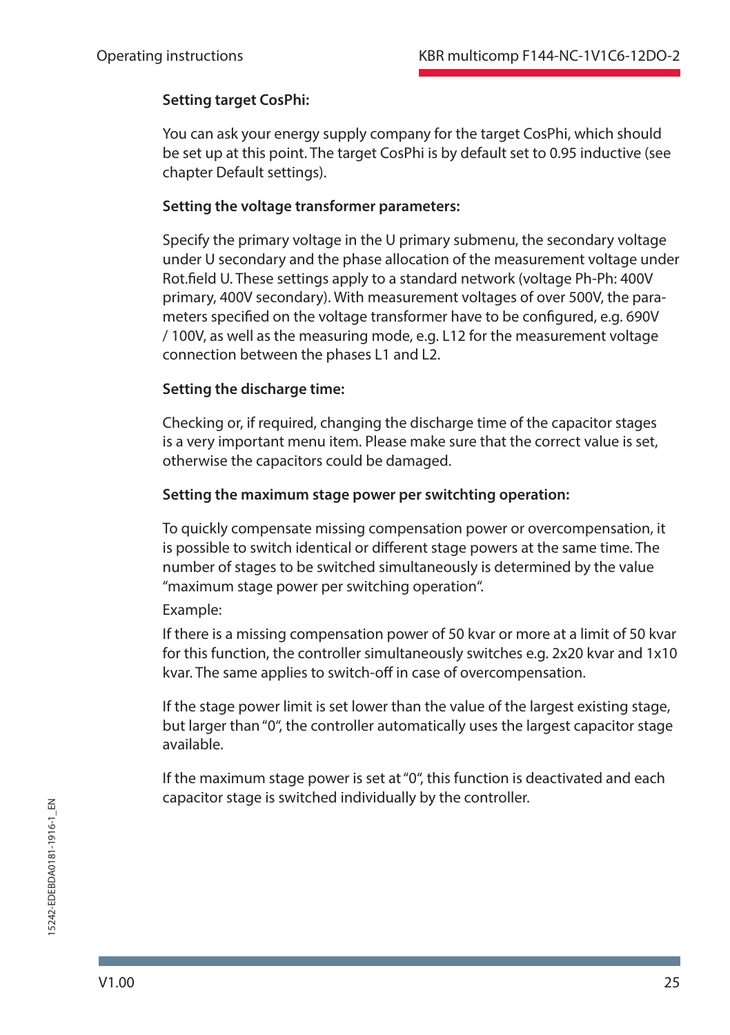**Setting target CosPhi:**

You can ask your energy supply company for the target CosPhi, which should be set up at this point. The target CosPhi is by default set to 0.95 inductive (see chapter Default settings).

**Setting the voltage transformer parameters:**

Specify the primary voltage in the U primary submenu, the secondary voltage under U secondary and the phase allocation of the measurement voltage under Rot.field U. These settings apply to a standard network (voltage Ph-Ph: 400V primary, 400V secondary). With measurement voltages of over 500V, the parameters specified on the voltage transformer have to be configured, e.g. 690V / 100V, as well as the measuring mode, e.g. L12 for the measurement voltage connection between the phases L1 and L2.

**Setting the discharge time:**

Checking or, if required, changing the discharge time of the capacitor stages is a very important menu item. Please make sure that the correct value is set, otherwise the capacitors could be damaged.

**Setting the maximum stage power per switchting operation:**

To quickly compensate missing compensation power or overcompensation, it is possible to switch identical or different stage powers at the same time. The number of stages to be switched simultaneously is determined by the value "maximum stage power per switching operation".

Example:

If there is a missing compensation power of 50 kvar or more at a limit of 50 kvar for this function, the controller simultaneously switches e.g. 2x20 kvar and 1x10 kvar. The same applies to switch-off in case of overcompensation.

If the stage power limit is set lower than the value of the largest existing stage, but larger than "0", the controller automatically uses the largest capacitor stage available.

If the maximum stage power is set at "0", this function is deactivated and each capacitor stage is switched individually by the controller.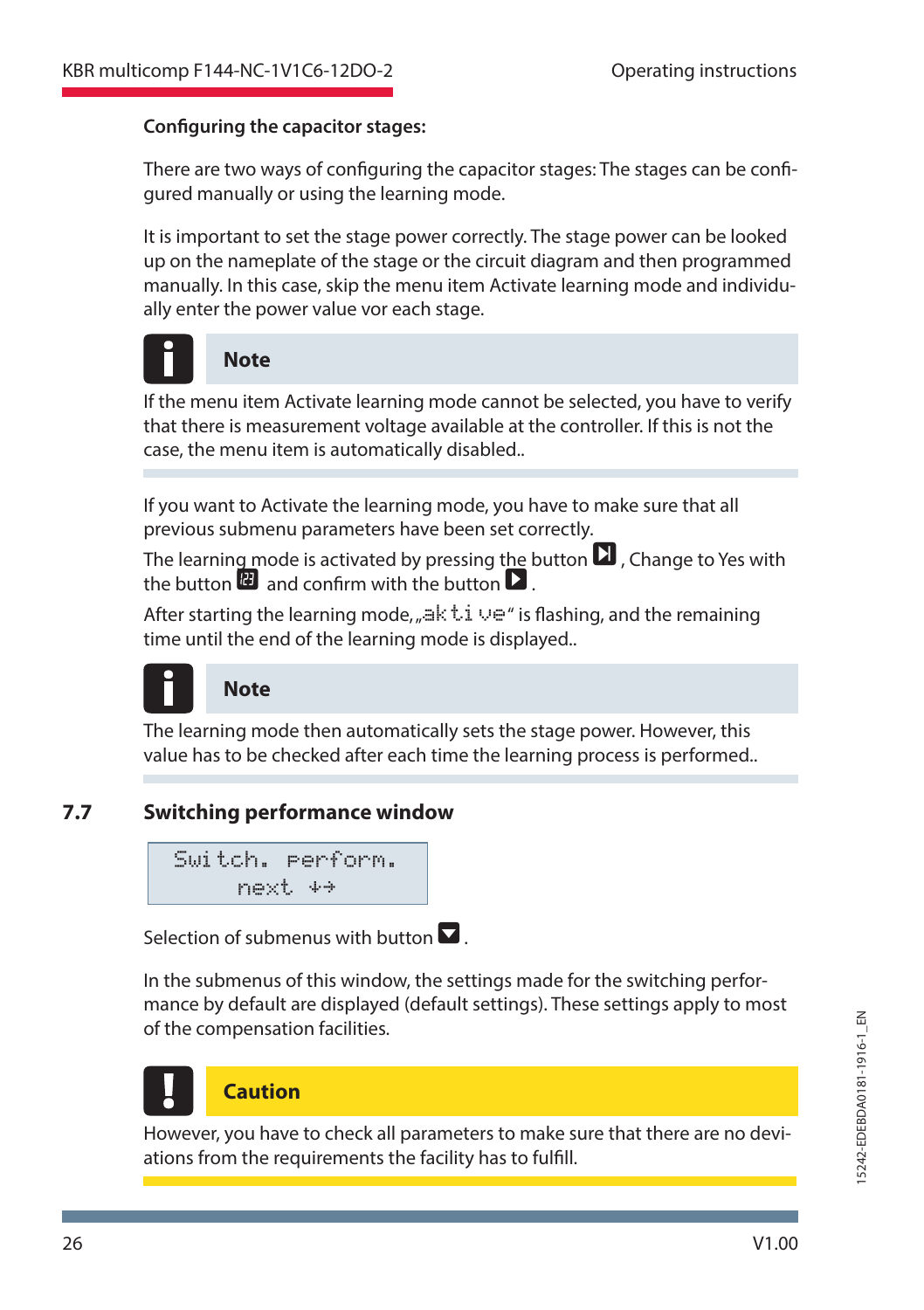**Configuring the capacitor stages:**

There are two ways of configuring the capacitor stages: The stages can be configured manually or using the learning mode.

It is important to set the stage power correctly. The stage power can be looked up on the nameplate of the stage or the circuit diagram and then programmed manually. In this case, skip the menu item Activate learning mode and individually enter the power value vor each stage.

> **Note**
>
> If the menu item Activate learning mode cannot be selected, you have to verify that there is measurement voltage available at the controller. If this is not the case, the menu item is automatically disabled..

If you want to Activate the learning mode, you have to make sure that all previous submenu parameters have been set correctly.

The learning mode is activated by pressing the button ⏭, Change to Yes with the button 123 and confirm with the button ▶.

After starting the learning mode, „aktive" is flashing, and the remaining time until the end of the learning mode is displayed..

> **Note**
>
> The learning mode then automatically sets the stage power. However, this value has to be checked after each time the learning process is performed..

## 7.7 Switching performance window

```
Switch. perform.
   next ↓→
```

Selection of submenus with button ▼.

In the submenus of this window, the settings made for the switching performance by default are displayed (default settings). These settings apply to most of the compensation facilities.

> **Caution**
>
> However, you have to check all parameters to make sure that there are no deviations from the requirements the facility has to fulfill.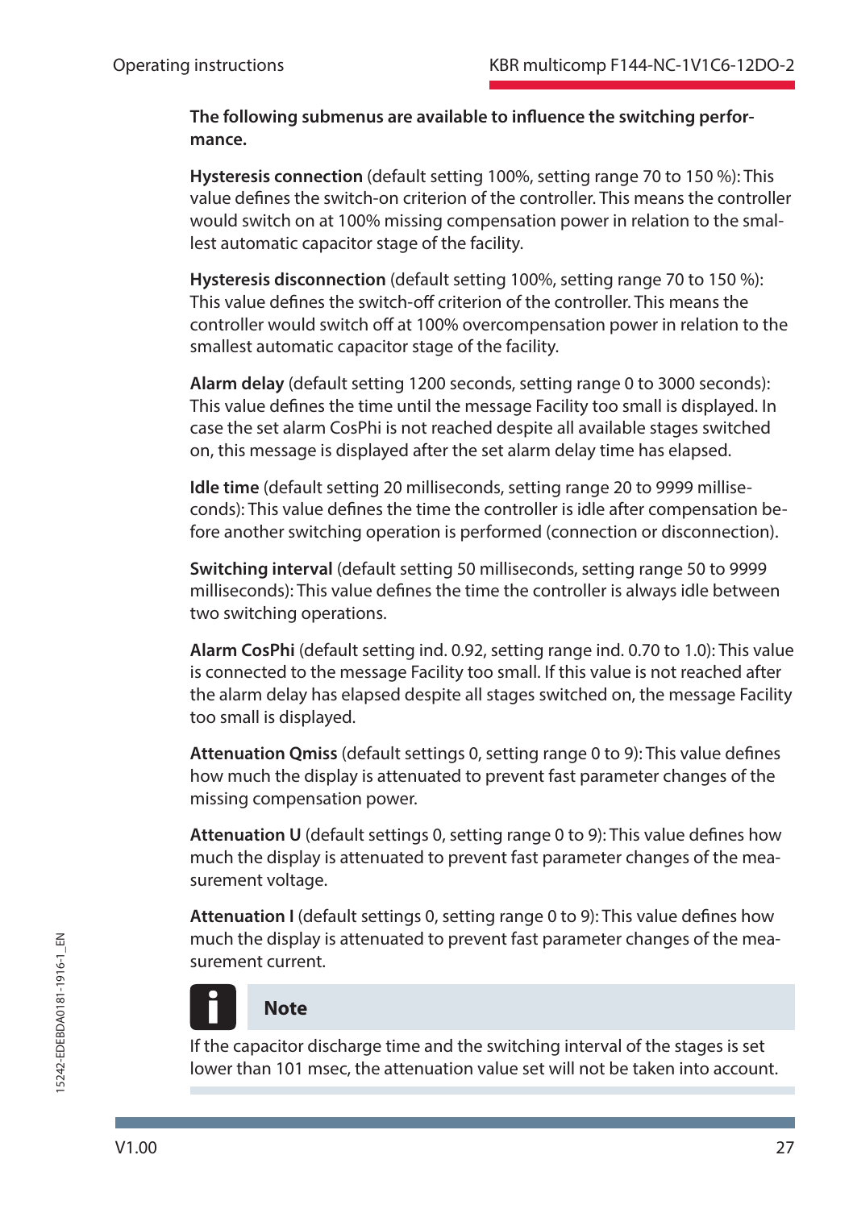**The following submenus are available to influence the switching performance.**

**Hysteresis connection** (default setting 100%, setting range 70 to 150 %): This value defines the switch-on criterion of the controller. This means the controller would switch on at 100% missing compensation power in relation to the smallest automatic capacitor stage of the facility.

**Hysteresis disconnection** (default setting 100%, setting range 70 to 150 %): This value defines the switch-off criterion of the controller. This means the controller would switch off at 100% overcompensation power in relation to the smallest automatic capacitor stage of the facility.

**Alarm delay** (default setting 1200 seconds, setting range 0 to 3000 seconds): This value defines the time until the message Facility too small is displayed. In case the set alarm CosPhi is not reached despite all available stages switched on, this message is displayed after the set alarm delay time has elapsed.

**Idle time** (default setting 20 milliseconds, setting range 20 to 9999 milliseconds): This value defines the time the controller is idle after compensation before another switching operation is performed (connection or disconnection).

**Switching interval** (default setting 50 milliseconds, setting range 50 to 9999 milliseconds): This value defines the time the controller is always idle between two switching operations.

**Alarm CosPhi** (default setting ind. 0.92, setting range ind. 0.70 to 1.0): This value is connected to the message Facility too small. If this value is not reached after the alarm delay has elapsed despite all stages switched on, the message Facility too small is displayed.

**Attenuation Qmiss** (default settings 0, setting range 0 to 9): This value defines how much the display is attenuated to prevent fast parameter changes of the missing compensation power.

**Attenuation U** (default settings 0, setting range 0 to 9): This value defines how much the display is attenuated to prevent fast parameter changes of the measurement voltage.

**Attenuation I** (default settings 0, setting range 0 to 9): This value defines how much the display is attenuated to prevent fast parameter changes of the measurement current.

> **Note**
>
> If the capacitor discharge time and the switching interval of the stages is set lower than 101 msec, the attenuation value set will not be taken into account.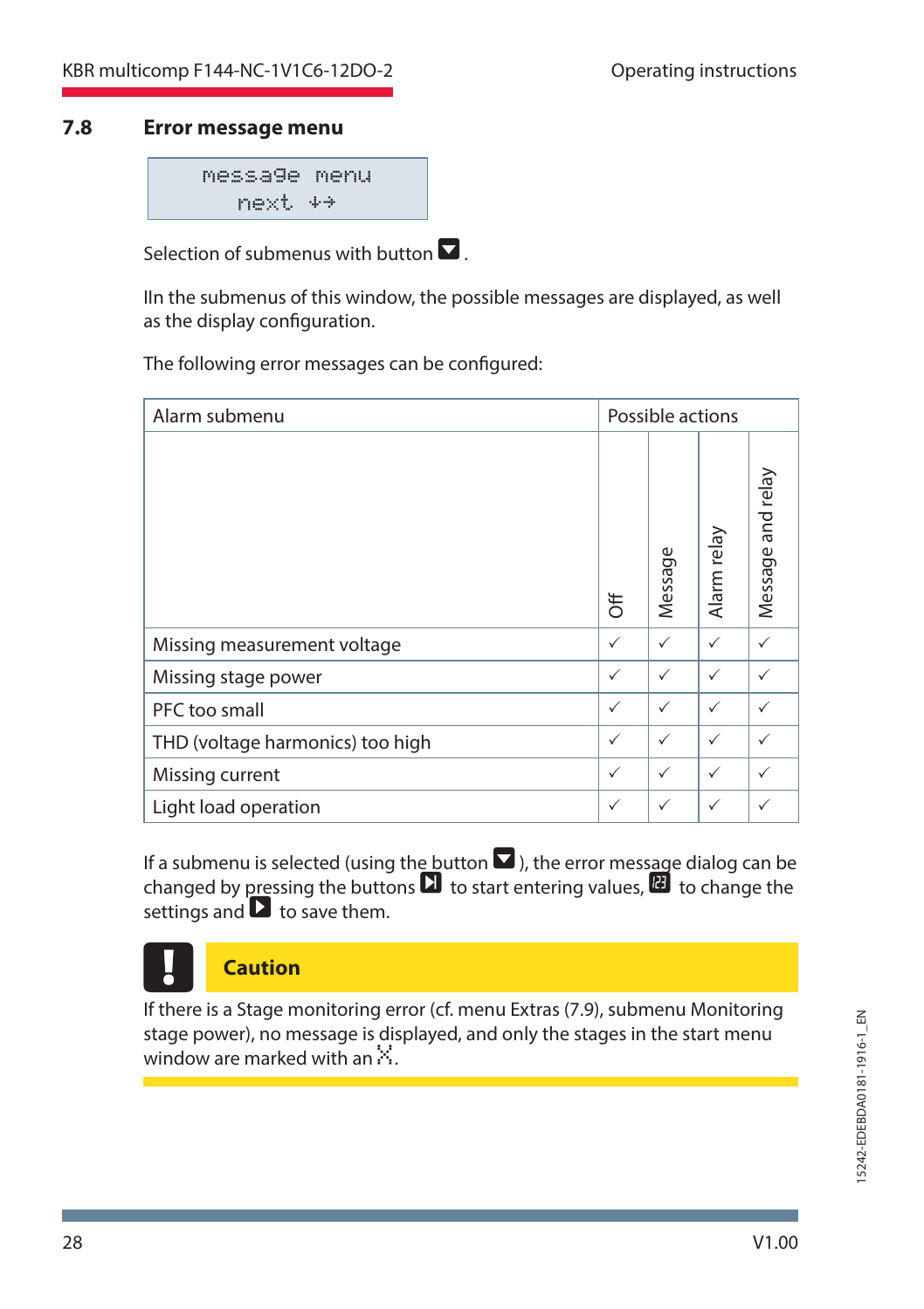## 7.8 Error message menu

```
message menu
next ↓→
```

Selection of submenus with button ▼.

IIn the submenus of this window, the possible messages are displayed, as well as the display configuration.

The following error messages can be configured:

| Alarm submenu | Possible actions | | | |
|---|---|---|---|---|
| | Off | Message | Alarm relay | Message and relay |
| Missing measurement voltage | ✓ | ✓ | ✓ | ✓ |
| Missing stage power | ✓ | ✓ | ✓ | ✓ |
| PFC too small | ✓ | ✓ | ✓ | ✓ |
| THD (voltage harmonics) too high | ✓ | ✓ | ✓ | ✓ |
| Missing current | ✓ | ✓ | ✓ | ✓ |
| Light load operation | ✓ | ✓ | ✓ | ✓ |

If a submenu is selected (using the button ▼), the error message dialog can be changed by pressing the buttons ⏭ to start entering values, 123 to change the settings and ▶ to save them.

**Caution**

If there is a Stage monitoring error (cf. menu Extras (7.9), submenu Monitoring stage power), no message is displayed, and only the stages in the start menu window are marked with an X.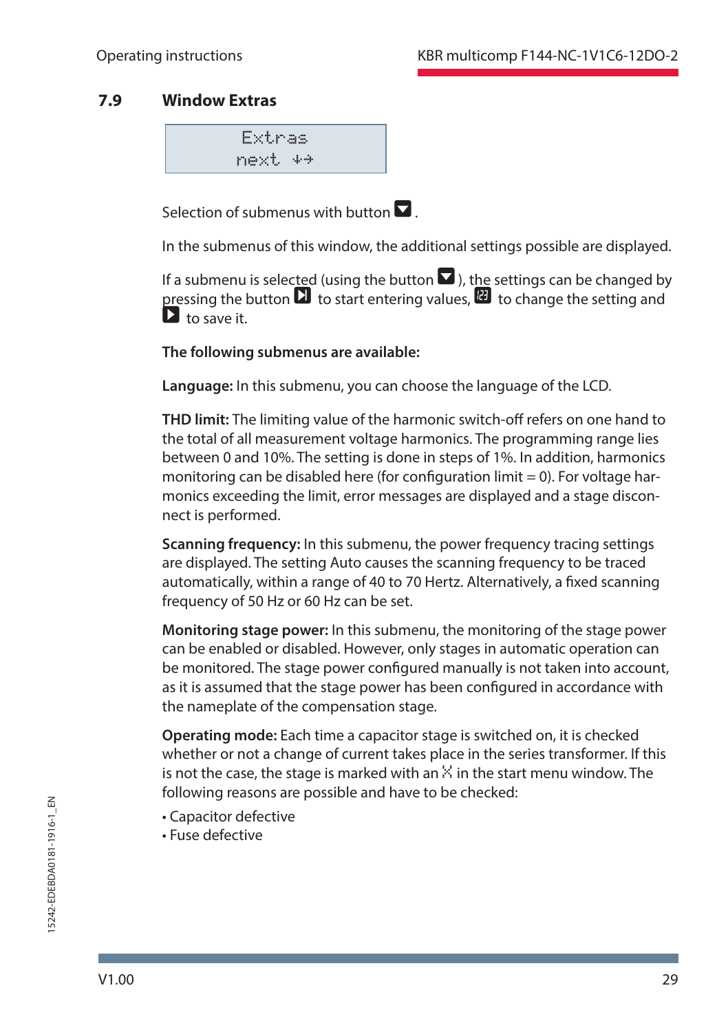## 7.9 Window Extras

```
Extras
next ⇩⇨
```

Selection of submenus with button ▼.

In the submenus of this window, the additional settings possible are displayed.

If a submenu is selected (using the button ▼), the settings can be changed by pressing the button ⏭ to start entering values, ⊞ to change the setting and ▶ to save it.

**The following submenus are available:**

**Language:** In this submenu, you can choose the language of the LCD.

**THD limit:** The limiting value of the harmonic switch-off refers on one hand to the total of all measurement voltage harmonics. The programming range lies between 0 and 10%. The setting is done in steps of 1%. In addition, harmonics monitoring can be disabled here (for configuration limit = 0). For voltage harmonics exceeding the limit, error messages are displayed and a stage disconnect is performed.

**Scanning frequency:** In this submenu, the power frequency tracing settings are displayed. The setting Auto causes the scanning frequency to be traced automatically, within a range of 40 to 70 Hertz. Alternatively, a fixed scanning frequency of 50 Hz or 60 Hz can be set.

**Monitoring stage power:** In this submenu, the monitoring of the stage power can be enabled or disabled. However, only stages in automatic operation can be monitored. The stage power configured manually is not taken into account, as it is assumed that the stage power has been configured in accordance with the nameplate of the compensation stage.

**Operating mode:** Each time a capacitor stage is switched on, it is checked whether or not a change of current takes place in the series transformer. If this is not the case, the stage is marked with an ⨯ in the start menu window. The following reasons are possible and have to be checked:

- Capacitor defective
- Fuse defective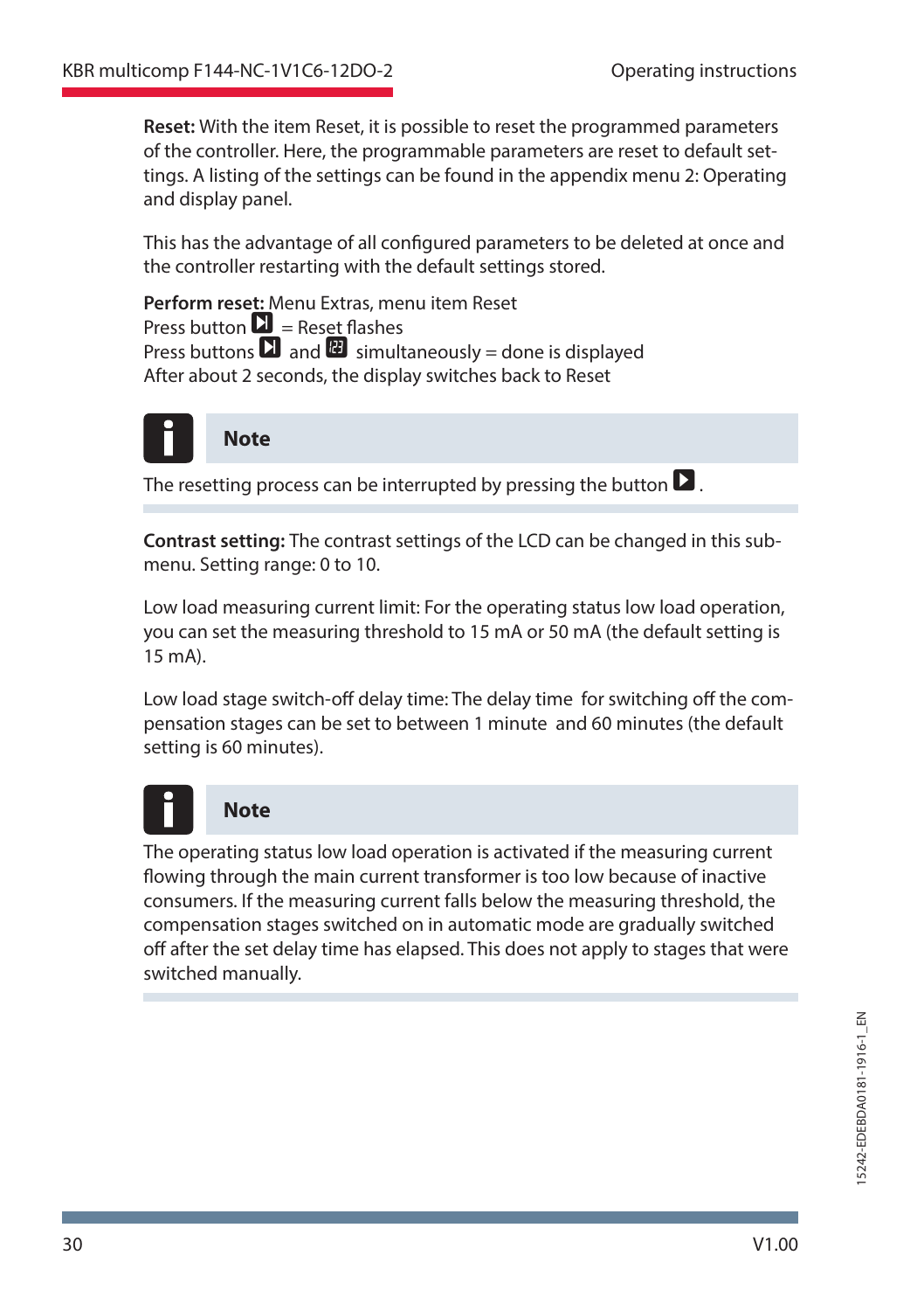**Reset:** With the item Reset, it is possible to reset the programmed parameters of the controller. Here, the programmable parameters are reset to default settings. A listing of the settings can be found in the appendix menu 2: Operating and display panel.

This has the advantage of all configured parameters to be deleted at once and the controller restarting with the default settings stored.

**Perform reset:** Menu Extras, menu item Reset
Press button ⏭ = Reset flashes
Press buttons ⏭ and 123 simultaneously = done is displayed
After about 2 seconds, the display switches back to Reset

**Note**

The resetting process can be interrupted by pressing the button ▶.

**Contrast setting:** The contrast settings of the LCD can be changed in this submenu. Setting range: 0 to 10.

Low load measuring current limit: For the operating status low load operation, you can set the measuring threshold to 15 mA or 50 mA (the default setting is 15 mA).

Low load stage switch-off delay time: The delay time for switching off the compensation stages can be set to between 1 minute and 60 minutes (the default setting is 60 minutes).

**Note**

The operating status low load operation is activated if the measuring current flowing through the main current transformer is too low because of inactive consumers. If the measuring current falls below the measuring threshold, the compensation stages switched on in automatic mode are gradually switched off after the set delay time has elapsed. This does not apply to stages that were switched manually.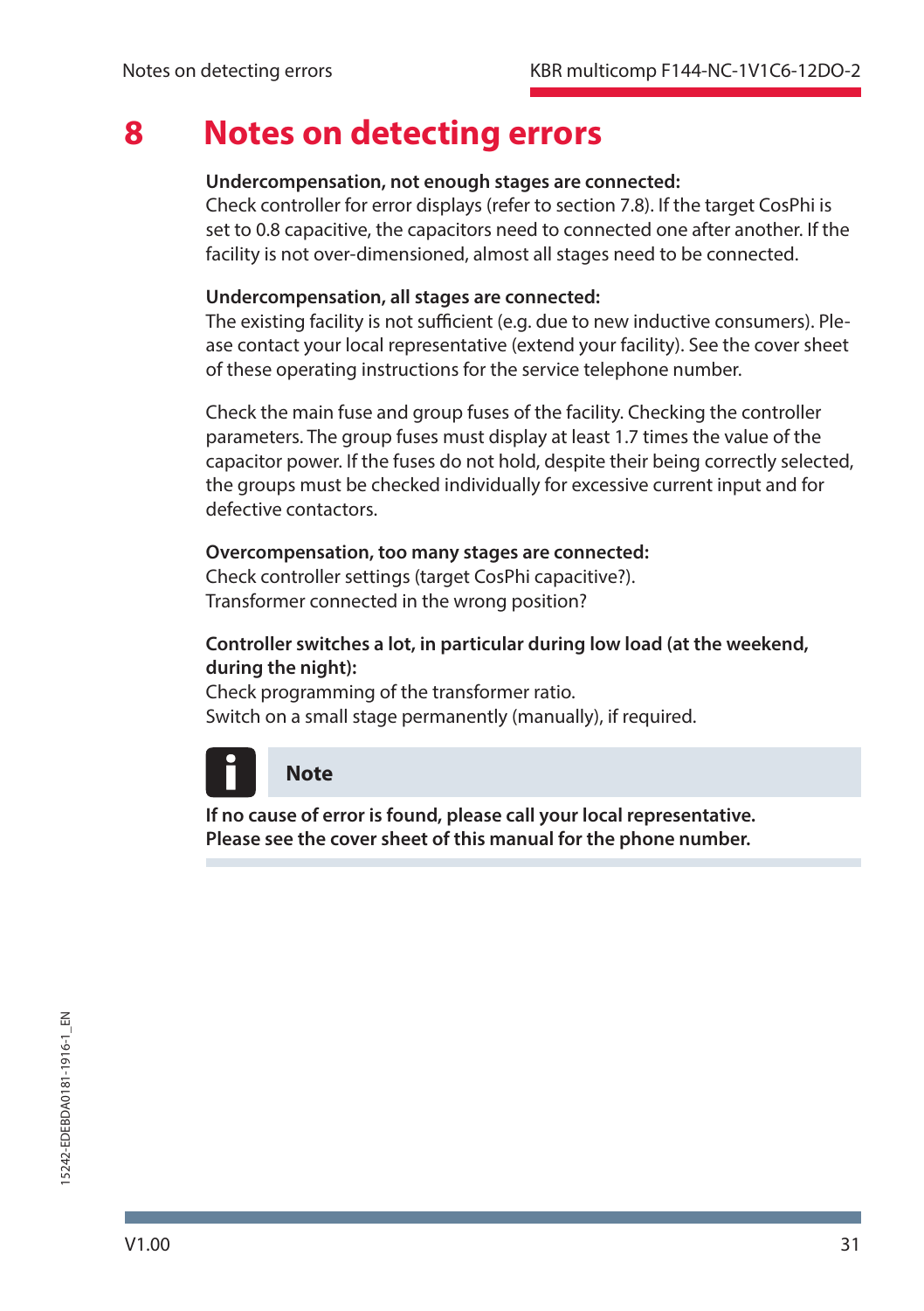# 8 Notes on detecting errors

**Undercompensation, not enough stages are connected:**
Check controller for error displays (refer to section 7.8). If the target CosPhi is set to 0.8 capacitive, the capacitors need to connected one after another. If the facility is not over-dimensioned, almost all stages need to be connected.

**Undercompensation, all stages are connected:**
The existing facility is not sufficient (e.g. due to new inductive consumers). Please contact your local representative (extend your facility). See the cover sheet of these operating instructions for the service telephone number.

Check the main fuse and group fuses of the facility. Checking the controller parameters. The group fuses must display at least 1.7 times the value of the capacitor power. If the fuses do not hold, despite their being correctly selected, the groups must be checked individually for excessive current input and for defective contactors.

**Overcompensation, too many stages are connected:**
Check controller settings (target CosPhi capacitive?).
Transformer connected in the wrong position?

**Controller switches a lot, in particular during low load (at the weekend, during the night):**
Check programming of the transformer ratio.
Switch on a small stage permanently (manually), if required.

**Note**

**If no cause of error is found, please call your local representative.**
**Please see the cover sheet of this manual for the phone number.**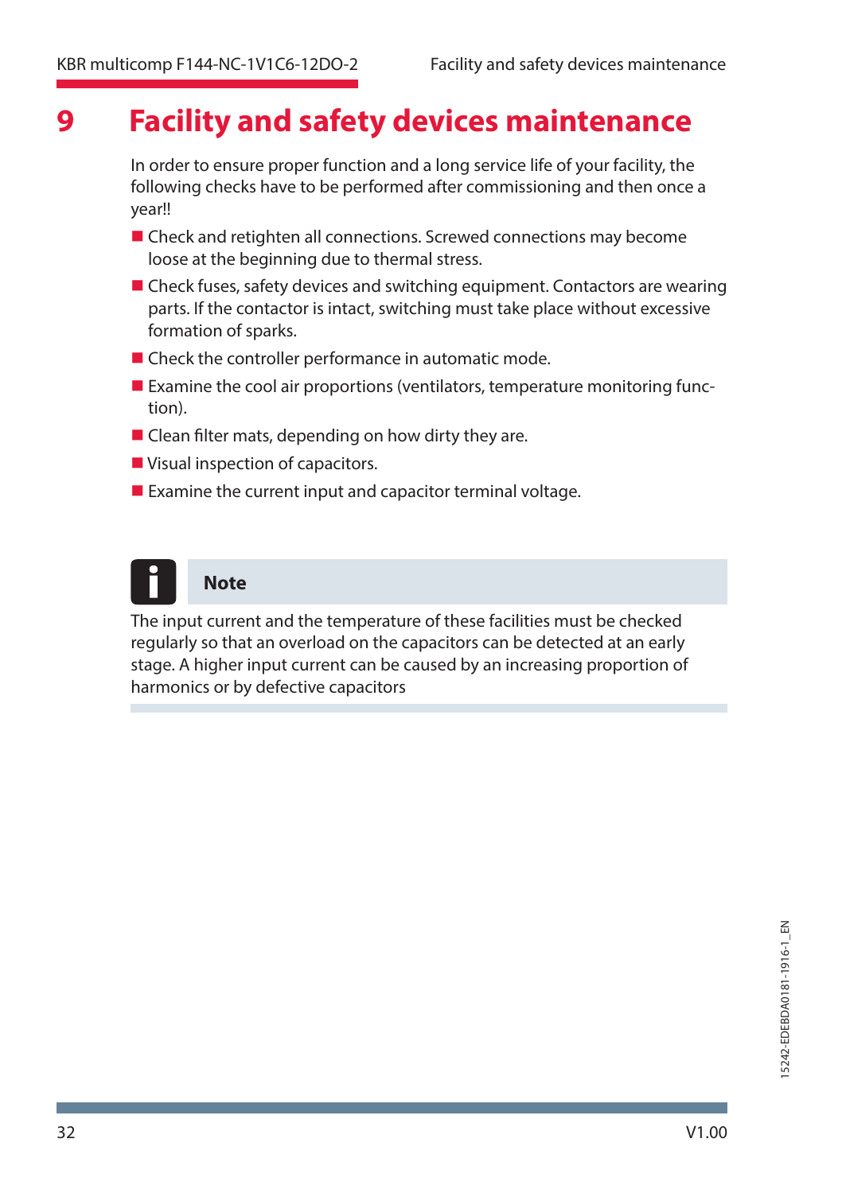# 9 Facility and safety devices maintenance

In order to ensure proper function and a long service life of your facility, the following checks have to be performed after commissioning and then once a year!!

- Check and retighten all connections. Screwed connections may become loose at the beginning due to thermal stress.
- Check fuses, safety devices and switching equipment. Contactors are wearing parts. If the contactor is intact, switching must take place without excessive formation of sparks.
- Check the controller performance in automatic mode.
- Examine the cool air proportions (ventilators, temperature monitoring function).
- Clean filter mats, depending on how dirty they are.
- Visual inspection of capacitors.
- Examine the current input and capacitor terminal voltage.

**Note**

The input current and the temperature of these facilities must be checked regularly so that an overload on the capacitors can be detected at an early stage. A higher input current can be caused by an increasing proportion of harmonics or by defective capacitors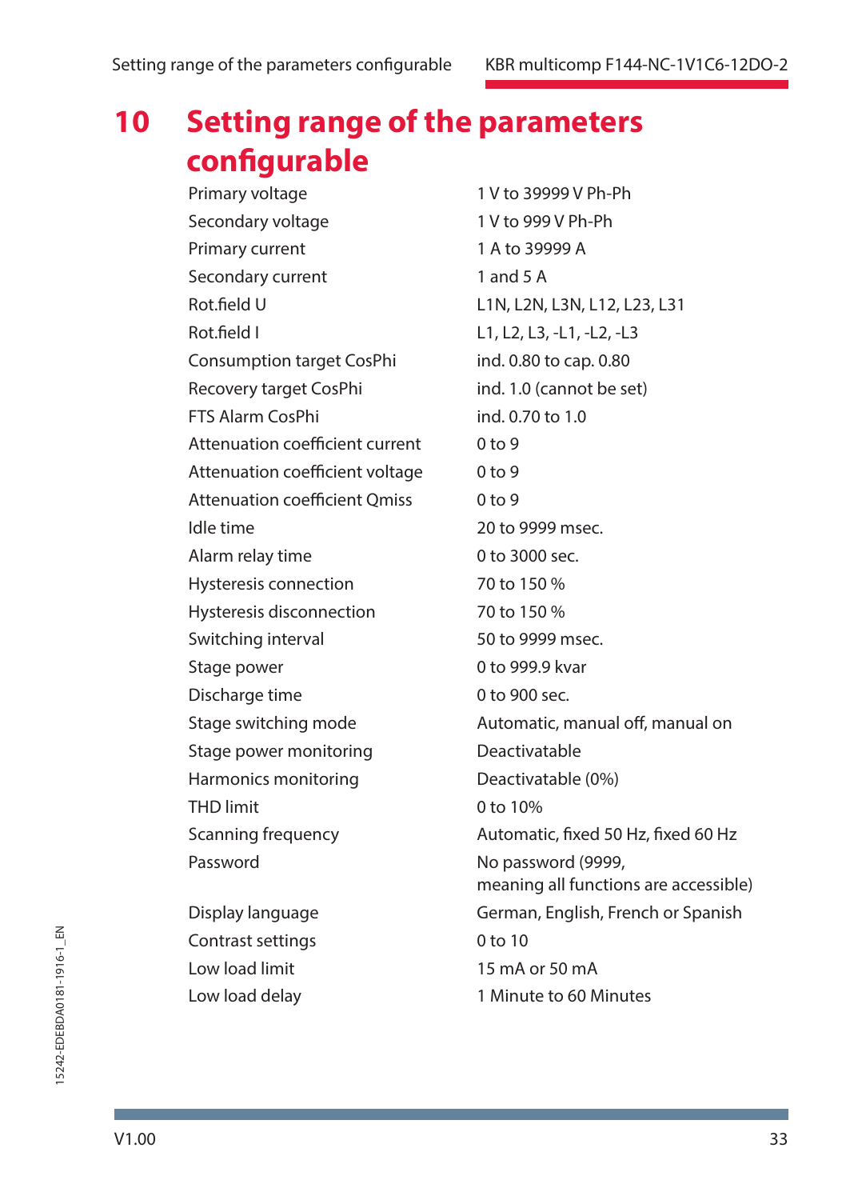# 10 Setting range of the parameters configurable

| | |
|---|---|
| Primary voltage | 1 V to 39999 V Ph-Ph |
| Secondary voltage | 1 V to 999 V Ph-Ph |
| Primary current | 1 A to 39999 A |
| Secondary current | 1 and 5 A |
| Rot.field U | L1N, L2N, L3N, L12, L23, L31 |
| Rot.field I | L1, L2, L3, -L1, -L2, -L3 |
| Consumption target CosPhi | ind. 0.80 to cap. 0.80 |
| Recovery target CosPhi | ind. 1.0 (cannot be set) |
| FTS Alarm CosPhi | ind. 0.70 to 1.0 |
| Attenuation coefficient current | 0 to 9 |
| Attenuation coefficient voltage | 0 to 9 |
| Attenuation coefficient Qmiss | 0 to 9 |
| Idle time | 20 to 9999 msec. |
| Alarm relay time | 0 to 3000 sec. |
| Hysteresis connection | 70 to 150 % |
| Hysteresis disconnection | 70 to 150 % |
| Switching interval | 50 to 9999 msec. |
| Stage power | 0 to 999.9 kvar |
| Discharge time | 0 to 900 sec. |
| Stage switching mode | Automatic, manual off, manual on |
| Stage power monitoring | Deactivatable |
| Harmonics monitoring | Deactivatable (0%) |
| THD limit | 0 to 10% |
| Scanning frequency | Automatic, fixed 50 Hz, fixed 60 Hz |
| Password | No password (9999, meaning all functions are accessible) |
| Display language | German, English, French or Spanish |
| Contrast settings | 0 to 10 |
| Low load limit | 15 mA or 50 mA |
| Low load delay | 1 Minute to 60 Minutes |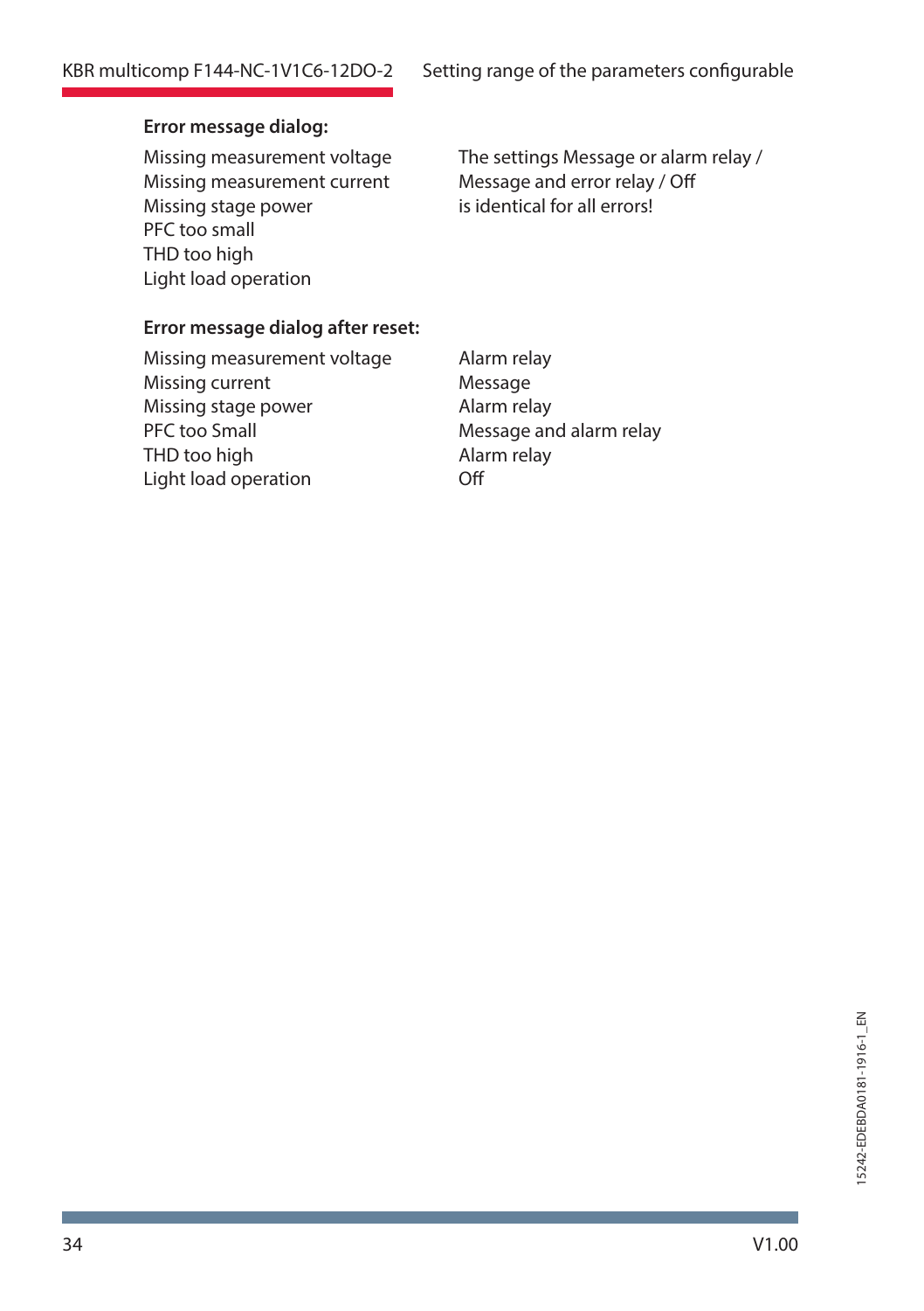**Error message dialog:**

| | |
|---|---|
| Missing measurement voltage<br>Missing measurement current<br>Missing stage power<br>PFC too small<br>THD too high<br>Light load operation | The settings Message or alarm relay / Message and error relay / Off is identical for all errors! |

**Error message dialog after reset:**

| | |
|---|---|
| Missing measurement voltage | Alarm relay |
| Missing current | Message |
| Missing stage power | Alarm relay |
| PFC too Small | Message and alarm relay |
| THD too high | Alarm relay |
| Light load operation | Off |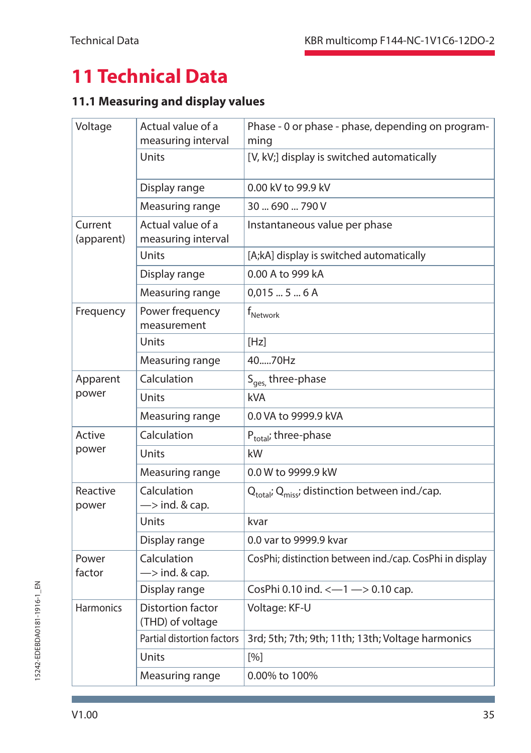# 11 Technical Data

## 11.1 Measuring and display values

| | | |
|---|---|---|
| Voltage | Actual value of a measuring interval | Phase - 0 or phase - phase, depending on programming |
| | Units | [V, kV;] display is switched automatically |
| | Display range | 0.00 kV to 99.9 kV |
| | Measuring range | 30 ... 690 ... 790 V |
| Current (apparent) | Actual value of a measuring interval | Instantaneous value per phase |
| | Units | [A;kA] display is switched automatically |
| | Display range | 0.00 A to 999 kA |
| | Measuring range | 0,015 ... 5 ... 6 A |
| Frequency | Power frequency measurement | $f_{Network}$ |
| | Units | [Hz] |
| | Measuring range | 40.....70Hz |
| Apparent power | Calculation | $S_{ges,}$ three-phase |
| | Units | kVA |
| | Measuring range | 0.0 VA to 9999.9 kVA |
| Active power | Calculation | $P_{total}$; three-phase |
| | Units | kW |
| | Measuring range | 0.0 W to 9999.9 kW |
| Reactive power | Calculation —> ind. & cap. | $Q_{total}$; $Q_{miss}$; distinction between ind./cap. |
| | Units | kvar |
| | Display range | 0.0 var to 9999.9 kvar |
| Power factor | Calculation —> ind. & cap. | CosPhi; distinction between ind./cap. CosPhi in display |
| | Display range | CosPhi 0.10 ind. <—1 —> 0.10 cap. |
| Harmonics | Distortion factor (THD) of voltage | Voltage: KF-U |
| | Partial distortion factors | 3rd; 5th; 7th; 9th; 11th; 13th; Voltage harmonics |
| | Units | [%] |
| | Measuring range | 0.00% to 100% |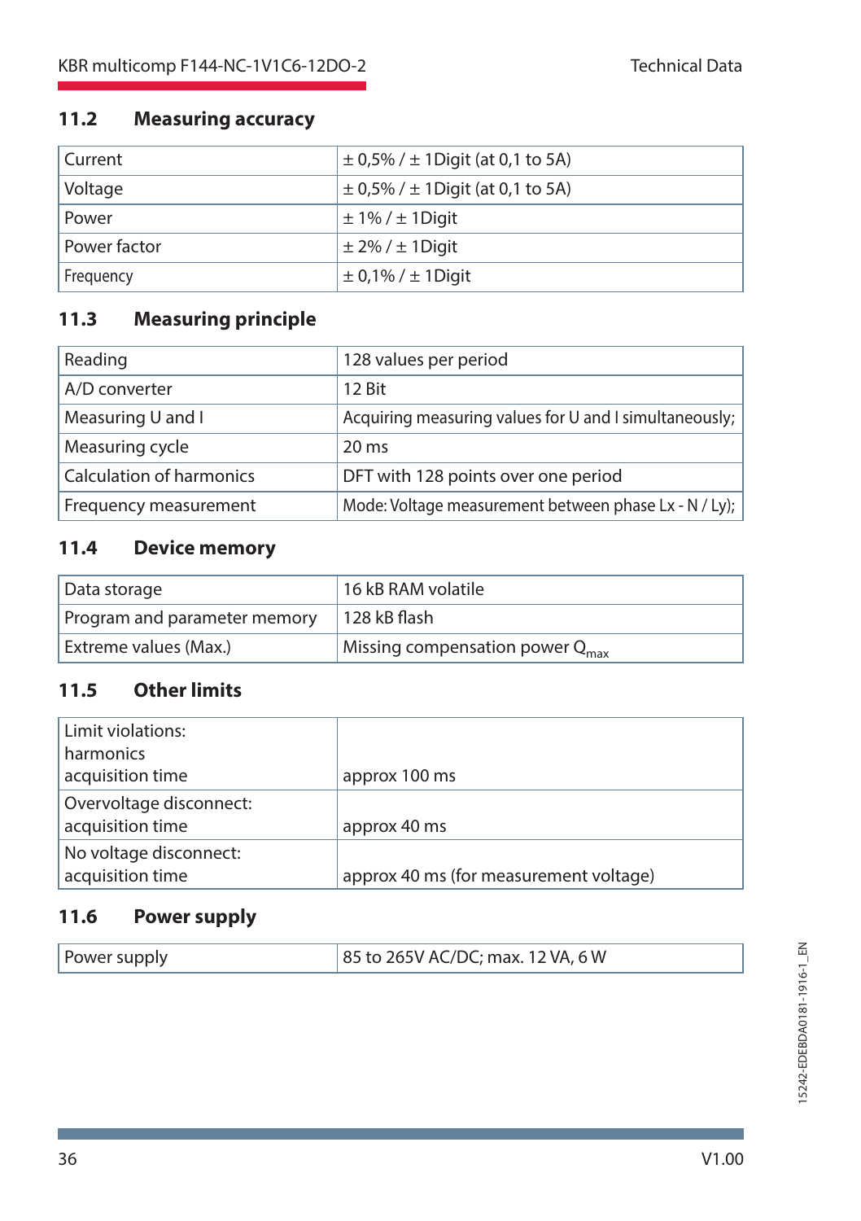## 11.2 Measuring accuracy

| | |
|---|---|
| Current | ± 0,5% / ± 1Digit (at 0,1 to 5A) |
| Voltage | ± 0,5% / ± 1Digit (at 0,1 to 5A) |
| Power | ± 1% / ± 1Digit |
| Power factor | ± 2% / ± 1Digit |
| Frequency | ± 0,1% / ± 1Digit |

## 11.3 Measuring principle

| | |
|---|---|
| Reading | 128 values per period |
| A/D converter | 12 Bit |
| Measuring U and I | Acquiring measuring values for U and I simultaneously; |
| Measuring cycle | 20 ms |
| Calculation of harmonics | DFT with 128 points over one period |
| Frequency measurement | Mode: Voltage measurement between phase Lx - N / Ly); |

## 11.4 Device memory

| | |
|---|---|
| Data storage | 16 kB RAM volatile |
| Program and parameter memory | 128 kB flash |
| Extreme values (Max.) | Missing compensation power $Q_{max}$ |

## 11.5 Other limits

| | |
|---|---|
| Limit violations: harmonics acquisition time | approx 100 ms |
| Overvoltage disconnect: acquisition time | approx 40 ms |
| No voltage disconnect: acquisition time | approx 40 ms (for measurement voltage) |

## 11.6 Power supply

| | |
|---|---|
| Power supply | 85 to 265V AC/DC; max. 12 VA, 6 W |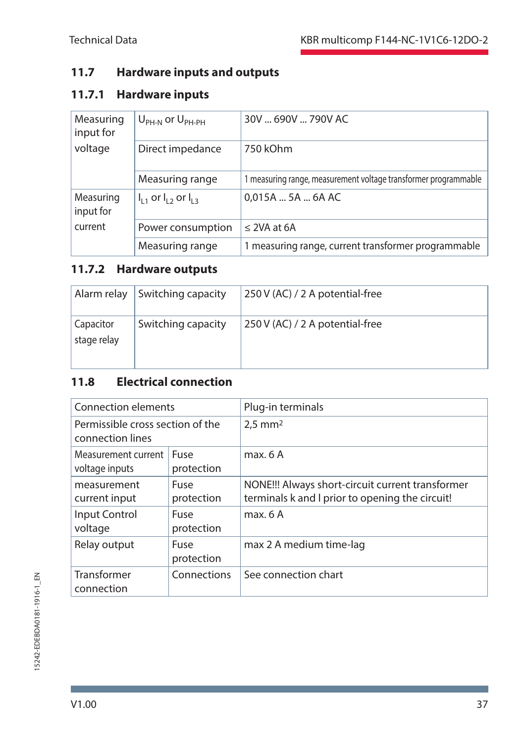## 11.7 Hardware inputs and outputs

### 11.7.1 Hardware inputs

| | | |
|---|---|---|
| Measuring input for voltage | $U_{PH-N}$ or $U_{PH-PH}$ | 30V ... 690V ... 790V AC |
| | Direct impedance | 750 kOhm |
| | Measuring range | 1 measuring range, measurement voltage transformer programmable |
| Measuring input for current | $I_{L1}$ or $I_{L2}$ or $I_{L3}$ | 0,015A ... 5A ... 6A AC |
| | Power consumption | ≤ 2VA at 6A |
| | Measuring range | 1 measuring range, current transformer programmable |

### 11.7.2 Hardware outputs

| | | |
|---|---|---|
| Alarm relay | Switching capacity | 250 V (AC) / 2 A potential-free |
| Capacitor stage relay | Switching capacity | 250 V (AC) / 2 A potential-free |

## 11.8 Electrical connection

| | | |
|---|---|---|
| Connection elements | | Plug-in terminals |
| Permissible cross section of the connection lines | | 2,5 mm² |
| Measurement current voltage inputs | Fuse protection | max. 6 A |
| measurement current input | Fuse protection | NONE!!! Always short-circuit current transformer terminals k and l prior to opening the circuit! |
| Input Control voltage | Fuse protection | max. 6 A |
| Relay output | Fuse protection | max 2 A medium time-lag |
| Transformer connection | Connections | See connection chart |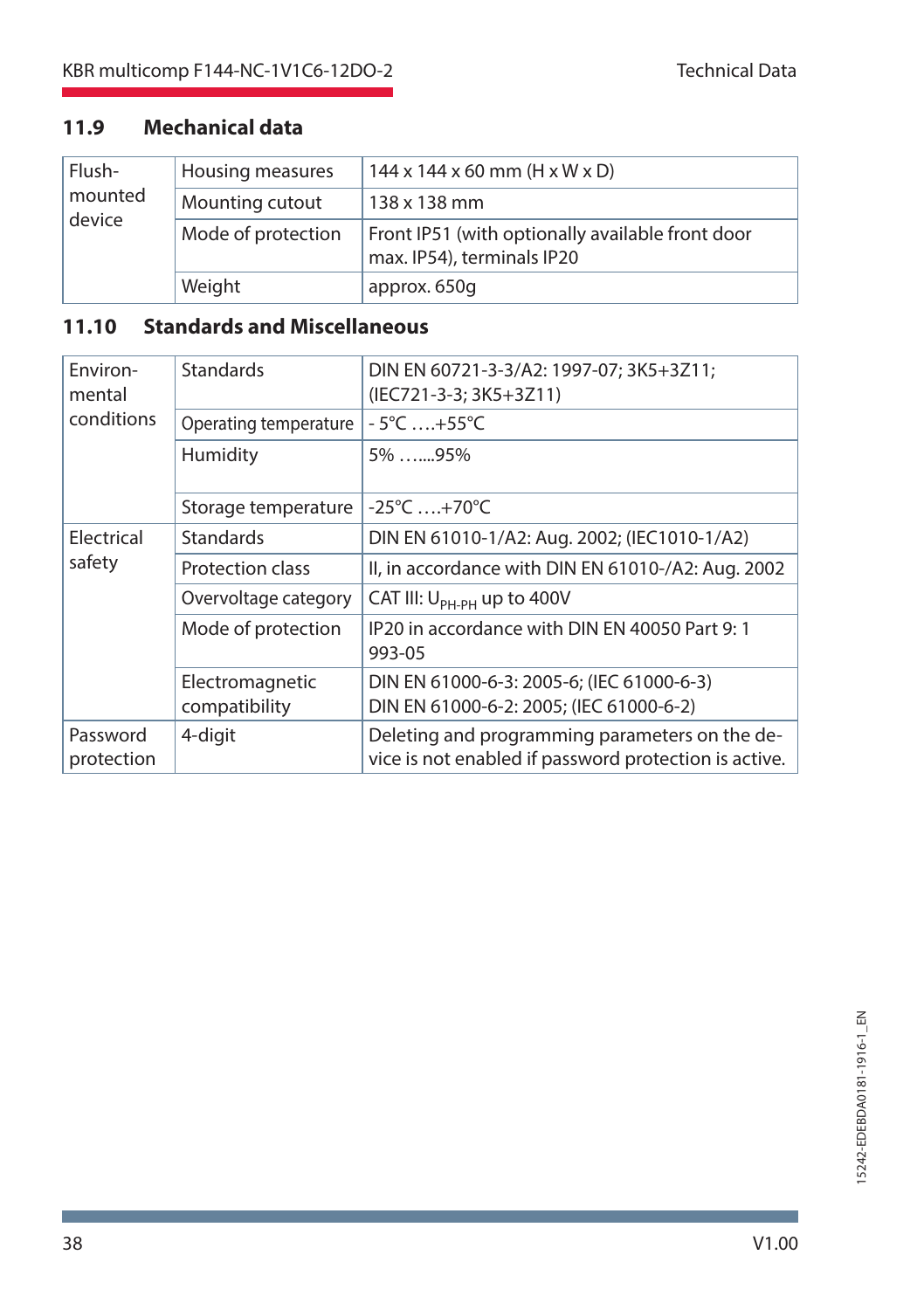## 11.9 Mechanical data

| | | |
|---|---|---|
| Flush-mounted device | Housing measures | 144 x 144 x 60 mm (H x W x D) |
| | Mounting cutout | 138 x 138 mm |
| | Mode of protection | Front IP51 (with optionally available front door max. IP54), terminals IP20 |
| | Weight | approx. 650g |

## 11.10 Standards and Miscellaneous

| | | |
|---|---|---|
| Environmental conditions | Standards | DIN EN 60721-3-3/A2: 1997-07; 3K5+3Z11; (IEC721-3-3; 3K5+3Z11) |
| | Operating temperature | - 5°C ….+55°C |
| | Humidity | 5% …....95% |
| | Storage temperature | -25°C ….+70°C |
| Electrical safety | Standards | DIN EN 61010-1/A2: Aug. 2002; (IEC1010-1/A2) |
| | Protection class | II, in accordance with DIN EN 61010-/A2: Aug. 2002 |
| | Overvoltage category | CAT III: $U_{PH-PH}$ up to 400V |
| | Mode of protection | IP20 in accordance with DIN EN 40050 Part 9: 1 993-05 |
| | Electromagnetic compatibility | DIN EN 61000-6-3: 2005-6; (IEC 61000-6-3) DIN EN 61000-6-2: 2005; (IEC 61000-6-2) |
| Password protection | 4-digit | Deleting and programming parameters on the device is not enabled if password protection is active. |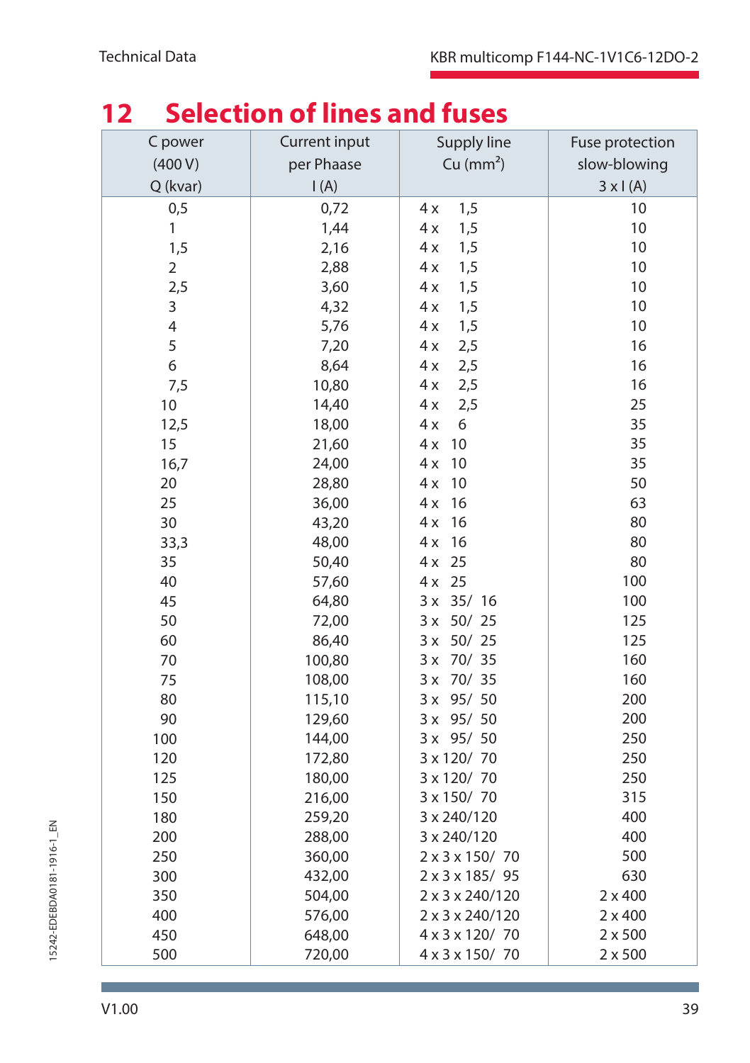# 12 Selection of lines and fuses

| C power (400 V) Q (kvar) | Current input per Phaase I (A) | Supply line Cu ($mm^2$) | Fuse protection slow-blowing 3 x I (A) |
|---|---|---|---|
| 0,5 | 0,72 | 4 x 1,5 | 10 |
| 1 | 1,44 | 4 x 1,5 | 10 |
| 1,5 | 2,16 | 4 x 1,5 | 10 |
| 2 | 2,88 | 4 x 1,5 | 10 |
| 2,5 | 3,60 | 4 x 1,5 | 10 |
| 3 | 4,32 | 4 x 1,5 | 10 |
| 4 | 5,76 | 4 x 1,5 | 10 |
| 5 | 7,20 | 4 x 2,5 | 16 |
| 6 | 8,64 | 4 x 2,5 | 16 |
| 7,5 | 10,80 | 4 x 2,5 | 16 |
| 10 | 14,40 | 4 x 2,5 | 25 |
| 12,5 | 18,00 | 4 x 6 | 35 |
| 15 | 21,60 | 4 x 10 | 35 |
| 16,7 | 24,00 | 4 x 10 | 35 |
| 20 | 28,80 | 4 x 10 | 50 |
| 25 | 36,00 | 4 x 16 | 63 |
| 30 | 43,20 | 4 x 16 | 80 |
| 33,3 | 48,00 | 4 x 16 | 80 |
| 35 | 50,40 | 4 x 25 | 80 |
| 40 | 57,60 | 4 x 25 | 100 |
| 45 | 64,80 | 3 x 35/ 16 | 100 |
| 50 | 72,00 | 3 x 50/ 25 | 125 |
| 60 | 86,40 | 3 x 50/ 25 | 125 |
| 70 | 100,80 | 3 x 70/ 35 | 160 |
| 75 | 108,00 | 3 x 70/ 35 | 160 |
| 80 | 115,10 | 3 x 95/ 50 | 200 |
| 90 | 129,60 | 3 x 95/ 50 | 200 |
| 100 | 144,00 | 3 x 95/ 50 | 250 |
| 120 | 172,80 | 3 x 120/ 70 | 250 |
| 125 | 180,00 | 3 x 120/ 70 | 250 |
| 150 | 216,00 | 3 x 150/ 70 | 315 |
| 180 | 259,20 | 3 x 240/120 | 400 |
| 200 | 288,00 | 3 x 240/120 | 400 |
| 250 | 360,00 | 2 x 3 x 150/ 70 | 500 |
| 300 | 432,00 | 2 x 3 x 185/ 95 | 630 |
| 350 | 504,00 | 2 x 3 x 240/120 | 2 x 400 |
| 400 | 576,00 | 2 x 3 x 240/120 | 2 x 400 |
| 450 | 648,00 | 4 x 3 x 120/ 70 | 2 x 500 |
| 500 | 720,00 | 4 x 3 x 150/ 70 | 2 x 500 |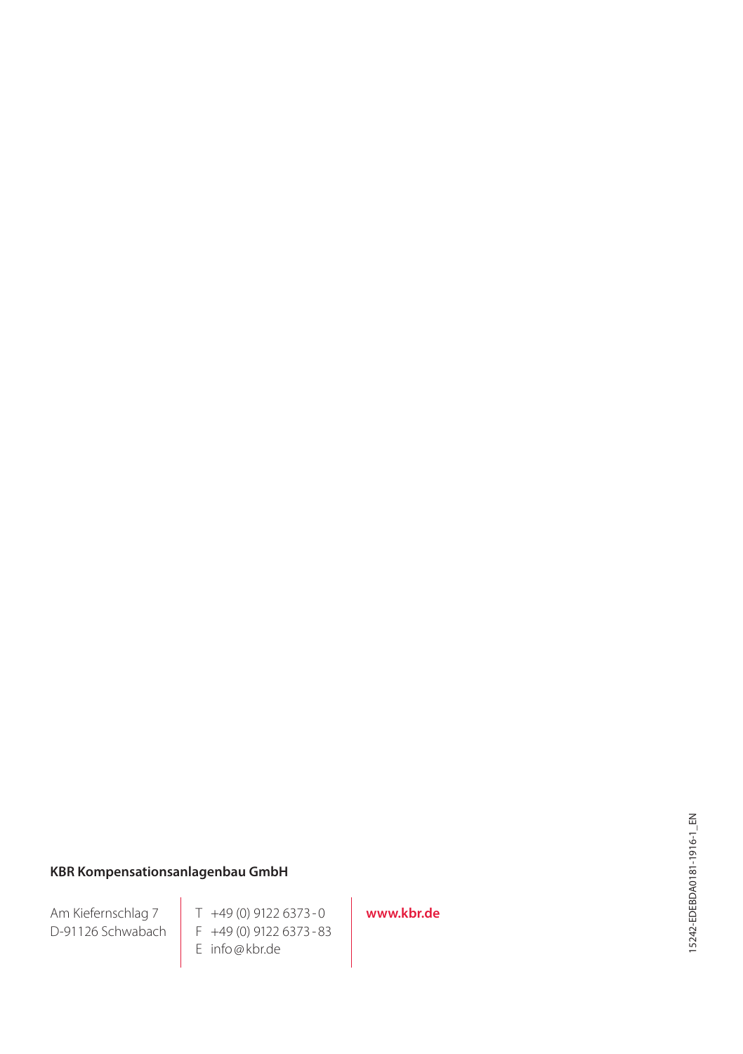**KBR Kompensationsanlagenbau GmbH**

Am Kiefernschlag 7
D-91126 Schwabach

T +49 (0) 9122 6373 - 0
F +49 (0) 9122 6373 - 83
E info@kbr.de

**www.kbr.de**

15242-EDEBDA0181-1916-1_EN